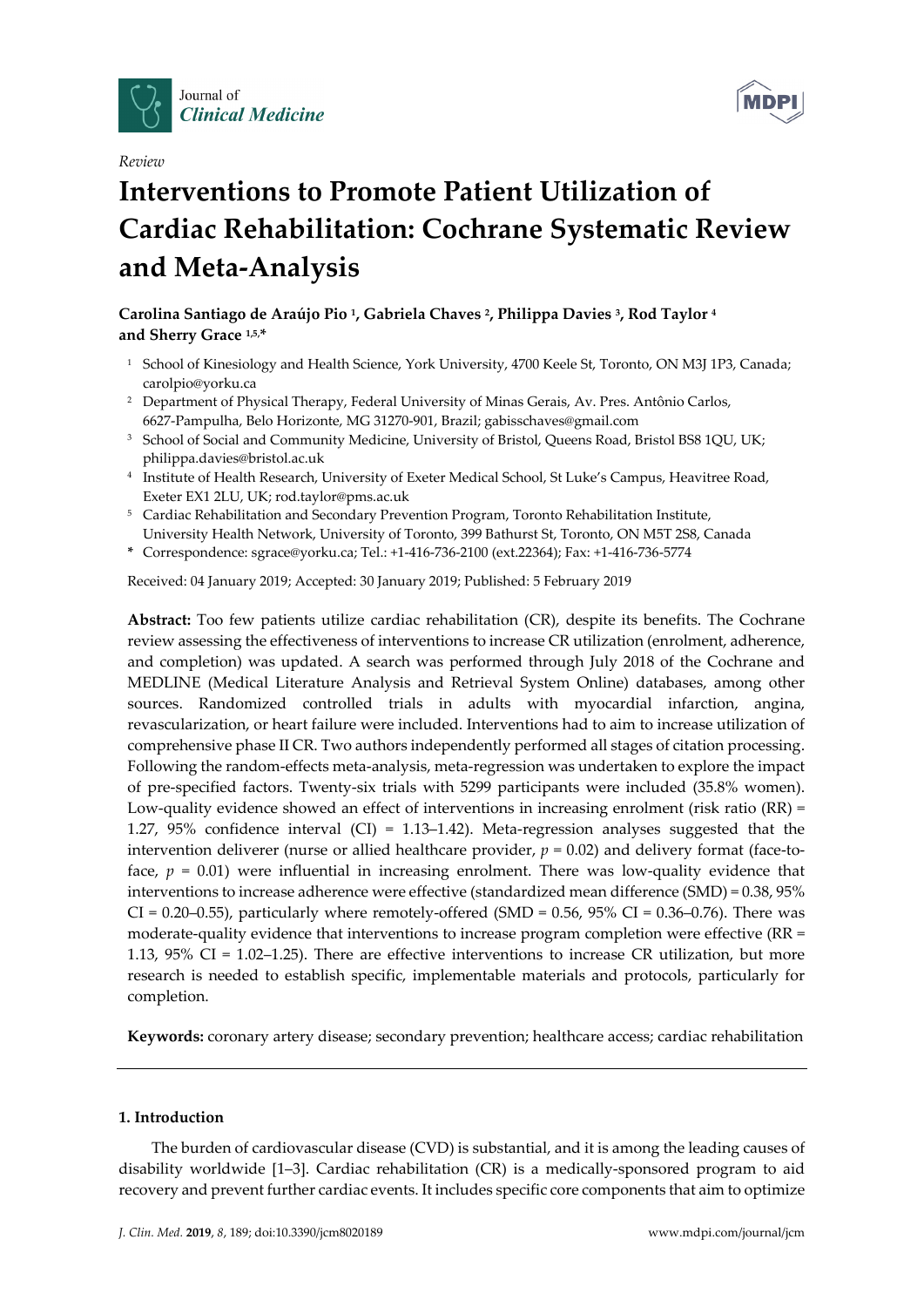*Review*

# Interventions to Promote Patient Utilization of Cardiac Rehabilitation: Cochrane Systematic Review and Meta-Analysis

**Carolina Santiago de Araújo Pio [1], Gabriela Chaves [2], Philippa Davies [3], Rod Taylor [4] and Sherry Grace [1,5,*]**

[1] School of Kinesiology and Health Science, York University, 4700 Keele St, Toronto, ON M3J 1P3, Canada; carolpio@yorku.ca
[2] Department of Physical Therapy, Federal University of Minas Gerais, Av. Pres. Antônio Carlos, 6627-Pampulha, Belo Horizonte, MG 31270-901, Brazil; gabisschaves@gmail.com
[3] School of Social and Community Medicine, University of Bristol, Queens Road, Bristol BS8 1QU, UK; philippa.davies@bristol.ac.uk
[4] Institute of Health Research, University of Exeter Medical School, St Luke's Campus, Heavitree Road, Exeter EX1 2LU, UK; rod.taylor@pms.ac.uk
[5] Cardiac Rehabilitation and Secondary Prevention Program, Toronto Rehabilitation Institute, University Health Network, University of Toronto, 399 Bathurst St, Toronto, ON M5T 2S8, Canada
* Correspondence: sgrace@yorku.ca; Tel.: +1-416-736-2100 (ext.22364); Fax: +1-416-736-5774

Received: 04 January 2019; Accepted: 30 January 2019; Published: 5 February 2019

**Abstract:** Too few patients utilize cardiac rehabilitation (CR), despite its benefits. The Cochrane review assessing the effectiveness of interventions to increase CR utilization (enrolment, adherence, and completion) was updated. A search was performed through July 2018 of the Cochrane and MEDLINE (Medical Literature Analysis and Retrieval System Online) databases, among other sources. Randomized controlled trials in adults with myocardial infarction, angina, revascularization, or heart failure were included. Interventions had to aim to increase utilization of comprehensive phase II CR. Two authors independently performed all stages of citation processing. Following the random-effects meta-analysis, meta-regression was undertaken to explore the impact of pre-specified factors. Twenty-six trials with 5299 participants were included (35.8% women). Low-quality evidence showed an effect of interventions in increasing enrolment (risk ratio (RR) = 1.27, 95% confidence interval (CI) = 1.13–1.42). Meta-regression analyses suggested that the intervention deliverer (nurse or allied healthcare provider, $p = 0.02$) and delivery format (face-to-face, $p = 0.01$) were influential in increasing enrolment. There was low-quality evidence that interventions to increase adherence were effective (standardized mean difference (SMD) = 0.38, 95% CI = 0.20–0.55), particularly where remotely-offered (SMD = 0.56, 95% CI = 0.36–0.76). There was moderate-quality evidence that interventions to increase program completion were effective (RR = 1.13, 95% CI = 1.02–1.25). There are effective interventions to increase CR utilization, but more research is needed to establish specific, implementable materials and protocols, particularly for completion.

**Keywords:** coronary artery disease; secondary prevention; healthcare access; cardiac rehabilitation

## 1. Introduction

The burden of cardiovascular disease (CVD) is substantial, and it is among the leading causes of disability worldwide [1–3]. Cardiac rehabilitation (CR) is a medically-sponsored program to aid recovery and prevent further cardiac events. It includes specific core components that aim to optimize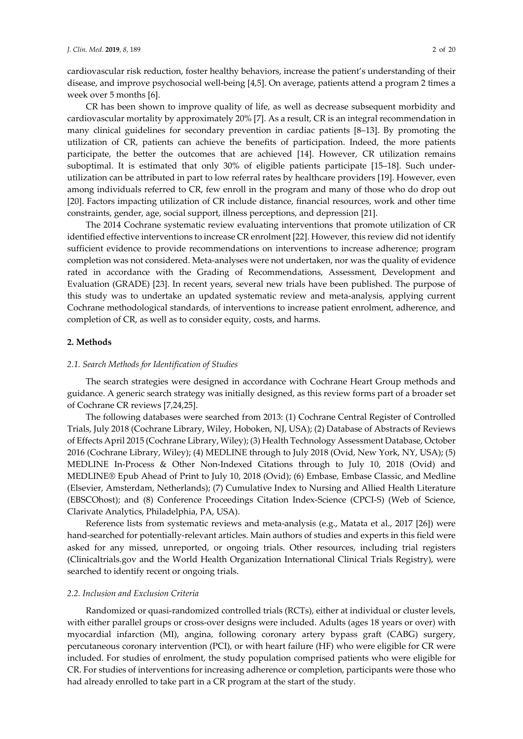cardiovascular risk reduction, foster healthy behaviors, increase the patient's understanding of their disease, and improve psychosocial well-being [4,5]. On average, patients attend a program 2 times a week over 5 months [6].

CR has been shown to improve quality of life, as well as decrease subsequent morbidity and cardiovascular mortality by approximately 20% [7]. As a result, CR is an integral recommendation in many clinical guidelines for secondary prevention in cardiac patients [8–13]. By promoting the utilization of CR, patients can achieve the benefits of participation. Indeed, the more patients participate, the better the outcomes that are achieved [14]. However, CR utilization remains suboptimal. It is estimated that only 30% of eligible patients participate [15–18]. Such under-utilization can be attributed in part to low referral rates by healthcare providers [19]. However, even among individuals referred to CR, few enroll in the program and many of those who do drop out [20]. Factors impacting utilization of CR include distance, financial resources, work and other time constraints, gender, age, social support, illness perceptions, and depression [21].

The 2014 Cochrane systematic review evaluating interventions that promote utilization of CR identified effective interventions to increase CR enrolment [22]. However, this review did not identify sufficient evidence to provide recommendations on interventions to increase adherence; program completion was not considered. Meta-analyses were not undertaken, nor was the quality of evidence rated in accordance with the Grading of Recommendations, Assessment, Development and Evaluation (GRADE) [23]. In recent years, several new trials have been published. The purpose of this study was to undertake an updated systematic review and meta-analysis, applying current Cochrane methodological standards, of interventions to increase patient enrolment, adherence, and completion of CR, as well as to consider equity, costs, and harms.

## 2. Methods

### *2.1. Search Methods for Identification of Studies*

The search strategies were designed in accordance with Cochrane Heart Group methods and guidance. A generic search strategy was initially designed, as this review forms part of a broader set of Cochrane CR reviews [7,24,25].

The following databases were searched from 2013: (1) Cochrane Central Register of Controlled Trials, July 2018 (Cochrane Library, Wiley, Hoboken, NJ, USA); (2) Database of Abstracts of Reviews of Effects April 2015 (Cochrane Library, Wiley); (3) Health Technology Assessment Database, October 2016 (Cochrane Library, Wiley); (4) MEDLINE through to July 2018 (Ovid, New York, NY, USA); (5) MEDLINE In-Process & Other Non-Indexed Citations through to July 10, 2018 (Ovid) and MEDLINE® Epub Ahead of Print to July 10, 2018 (Ovid); (6) Embase, Embase Classic, and Medline (Elsevier, Amsterdam, Netherlands); (7) Cumulative Index to Nursing and Allied Health Literature (EBSCOhost); and (8) Conference Proceedings Citation Index-Science (CPCI-S) (Web of Science, Clarivate Analytics, Philadelphia, PA, USA).

Reference lists from systematic reviews and meta-analysis (e.g., Matata et al., 2017 [26]) were hand-searched for potentially-relevant articles. Main authors of studies and experts in this field were asked for any missed, unreported, or ongoing trials. Other resources, including trial registers (Clinicaltrials.gov and the World Health Organization International Clinical Trials Registry), were searched to identify recent or ongoing trials.

### *2.2. Inclusion and Exclusion Criteria*

Randomized or quasi-randomized controlled trials (RCTs), either at individual or cluster levels, with either parallel groups or cross-over designs were included. Adults (ages 18 years or over) with myocardial infarction (MI), angina, following coronary artery bypass graft (CABG) surgery, percutaneous coronary intervention (PCI), or with heart failure (HF) who were eligible for CR were included. For studies of enrolment, the study population comprised patients who were eligible for CR. For studies of interventions for increasing adherence or completion, participants were those who had already enrolled to take part in a CR program at the start of the study.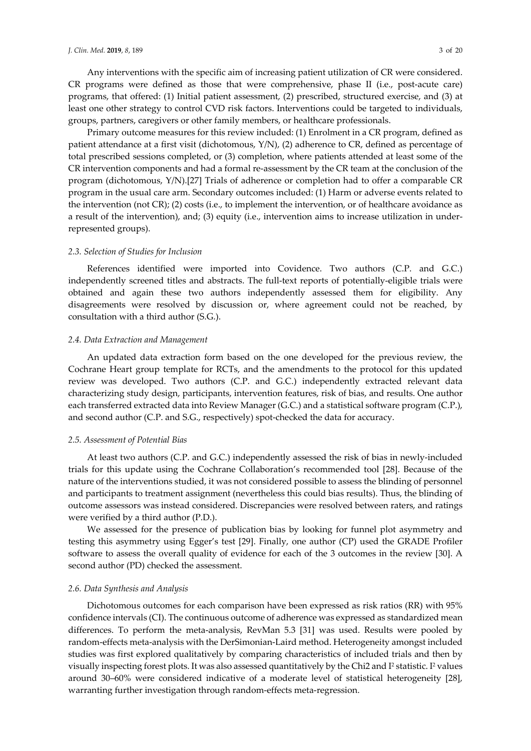Any interventions with the specific aim of increasing patient utilization of CR were considered. CR programs were defined as those that were comprehensive, phase II (i.e., post-acute care) programs, that offered: (1) Initial patient assessment, (2) prescribed, structured exercise, and (3) at least one other strategy to control CVD risk factors. Interventions could be targeted to individuals, groups, partners, caregivers or other family members, or healthcare professionals.

Primary outcome measures for this review included: (1) Enrolment in a CR program, defined as patient attendance at a first visit (dichotomous, Y/N), (2) adherence to CR, defined as percentage of total prescribed sessions completed, or (3) completion, where patients attended at least some of the CR intervention components and had a formal re-assessment by the CR team at the conclusion of the program (dichotomous, Y/N).[27] Trials of adherence or completion had to offer a comparable CR program in the usual care arm. Secondary outcomes included: (1) Harm or adverse events related to the intervention (not CR); (2) costs (i.e., to implement the intervention, or of healthcare avoidance as a result of the intervention), and; (3) equity (i.e., intervention aims to increase utilization in under-represented groups).

### *2.3. Selection of Studies for Inclusion*

References identified were imported into Covidence. Two authors (C.P. and G.C.) independently screened titles and abstracts. The full-text reports of potentially-eligible trials were obtained and again these two authors independently assessed them for eligibility. Any disagreements were resolved by discussion or, where agreement could not be reached, by consultation with a third author (S.G.).

### *2.4. Data Extraction and Management*

An updated data extraction form based on the one developed for the previous review, the Cochrane Heart group template for RCTs, and the amendments to the protocol for this updated review was developed. Two authors (C.P. and G.C.) independently extracted relevant data characterizing study design, participants, intervention features, risk of bias, and results. One author each transferred extracted data into Review Manager (G.C.) and a statistical software program (C.P.), and second author (C.P. and S.G., respectively) spot-checked the data for accuracy.

### *2.5. Assessment of Potential Bias*

At least two authors (C.P. and G.C.) independently assessed the risk of bias in newly-included trials for this update using the Cochrane Collaboration's recommended tool [28]. Because of the nature of the interventions studied, it was not considered possible to assess the blinding of personnel and participants to treatment assignment (nevertheless this could bias results). Thus, the blinding of outcome assessors was instead considered. Discrepancies were resolved between raters, and ratings were verified by a third author (P.D.).

We assessed for the presence of publication bias by looking for funnel plot asymmetry and testing this asymmetry using Egger's test [29]. Finally, one author (CP) used the GRADE Profiler software to assess the overall quality of evidence for each of the 3 outcomes in the review [30]. A second author (PD) checked the assessment.

### *2.6. Data Synthesis and Analysis*

Dichotomous outcomes for each comparison have been expressed as risk ratios (RR) with 95% confidence intervals (CI). The continuous outcome of adherence was expressed as standardized mean differences. To perform the meta-analysis, RevMan 5.3 [31] was used. Results were pooled by random-effects meta-analysis with the DerSimonian-Laird method. Heterogeneity amongst included studies was first explored qualitatively by comparing characteristics of included trials and then by visually inspecting forest plots. It was also assessed quantitatively by the Chi2 and $I^2$ statistic. $I^2$ values around 30–60% were considered indicative of a moderate level of statistical heterogeneity [28], warranting further investigation through random-effects meta-regression.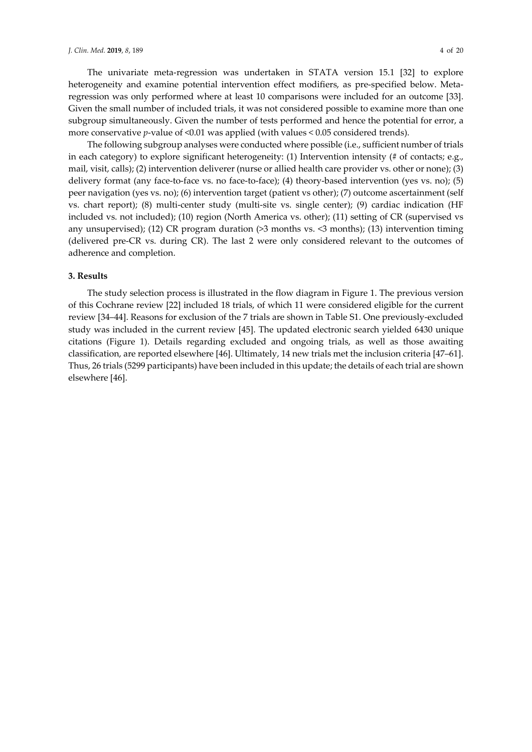The univariate meta-regression was undertaken in STATA version 15.1 [32] to explore heterogeneity and examine potential intervention effect modifiers, as pre-specified below. Meta-regression was only performed where at least 10 comparisons were included for an outcome [33]. Given the small number of included trials, it was not considered possible to examine more than one subgroup simultaneously. Given the number of tests performed and hence the potential for error, a more conservative *p*-value of $<0.01$ was applied (with values $< 0.05$ considered trends).

The following subgroup analyses were conducted where possible (i.e., sufficient number of trials in each category) to explore significant heterogeneity: (1) Intervention intensity (# of contacts; e.g., mail, visit, calls); (2) intervention deliverer (nurse or allied health care provider vs. other or none); (3) delivery format (any face-to-face vs. no face-to-face); (4) theory-based intervention (yes vs. no); (5) peer navigation (yes vs. no); (6) intervention target (patient vs other); (7) outcome ascertainment (self vs. chart report); (8) multi-center study (multi-site vs. single center); (9) cardiac indication (HF included vs. not included); (10) region (North America vs. other); (11) setting of CR (supervised vs any unsupervised); (12) CR program duration (>3 months vs. <3 months); (13) intervention timing (delivered pre-CR vs. during CR). The last 2 were only considered relevant to the outcomes of adherence and completion.

## 3. Results

The study selection process is illustrated in the flow diagram in Figure 1. The previous version of this Cochrane review [22] included 18 trials, of which 11 were considered eligible for the current review [34–44]. Reasons for exclusion of the 7 trials are shown in Table S1. One previously-excluded study was included in the current review [45]. The updated electronic search yielded 6430 unique citations (Figure 1). Details regarding excluded and ongoing trials, as well as those awaiting classification, are reported elsewhere [46]. Ultimately, 14 new trials met the inclusion criteria [47–61]. Thus, 26 trials (5299 participants) have been included in this update; the details of each trial are shown elsewhere [46].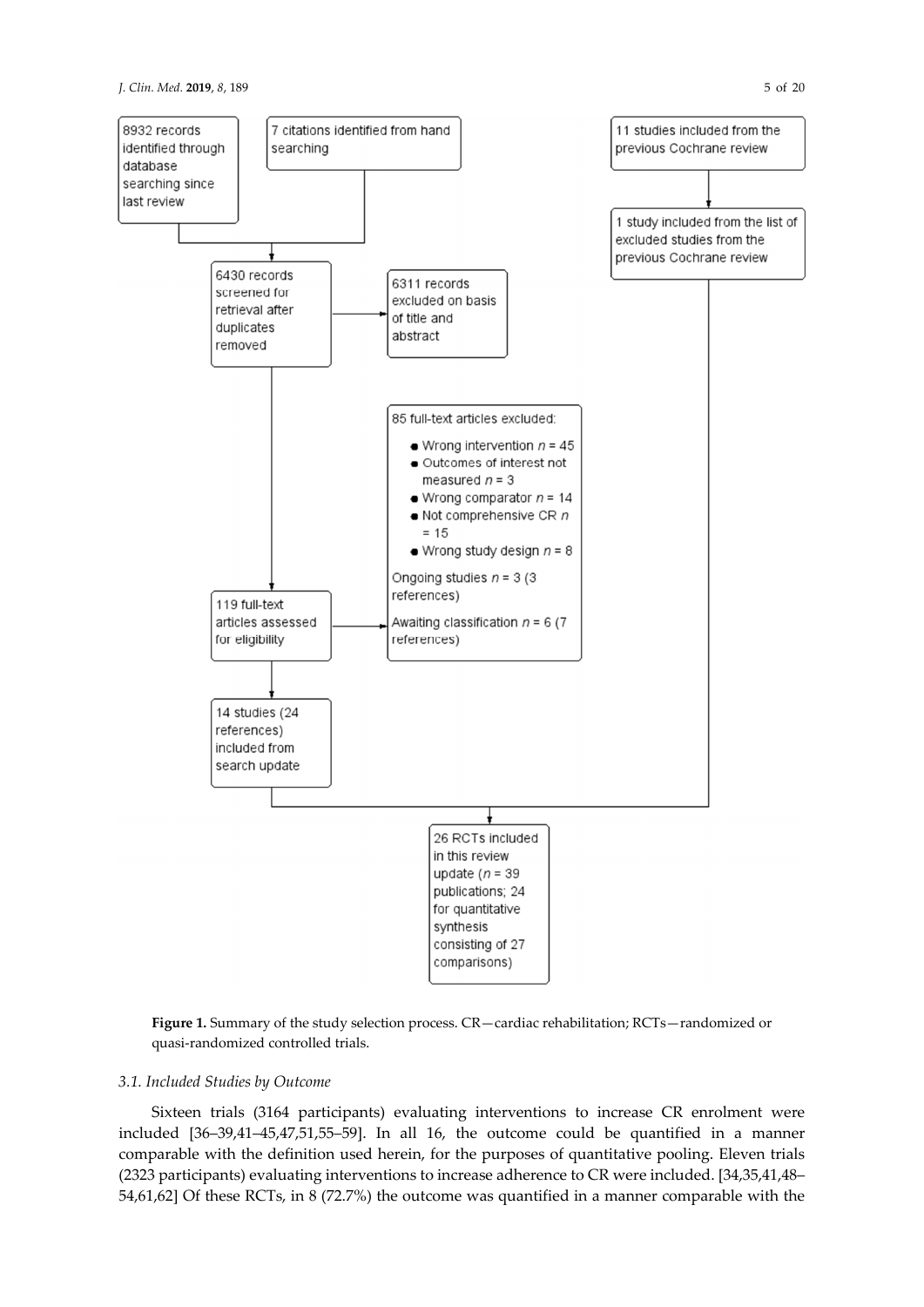8932 records identified through database searching since last review

7 citations identified from hand searching

11 studies included from the previous Cochrane review

1 study included from the list of excluded studies from the previous Cochrane review

6430 records screened for retrieval after duplicates removed

6311 records excluded on basis of title and abstract

85 full-text articles excluded:

- Wrong intervention $n$ = 45
- Outcomes of interest not measured $n$ = 3
- Wrong comparator $n$ = 14
- Not comprehensive CR $n$ = 15
- Wrong study design $n$ = 8

Ongoing studies $n$ = 3 (3 references)

Awaiting classification $n$ = 6 (7 references)

119 full-text articles assessed for eligibility

14 studies (24 references) included from search update

26 RCTs included in this review update ($n$ = 39 publications; 24 for quantitative synthesis consisting of 27 comparisons)

**Figure 1.** Summary of the study selection process. CR—cardiac rehabilitation; RCTs—randomized or quasi-randomized controlled trials.

### 3.1. Included Studies by Outcome

Sixteen trials (3164 participants) evaluating interventions to increase CR enrolment were included [36–39,41–45,47,51,55–59]. In all 16, the outcome could be quantified in a manner comparable with the definition used herein, for the purposes of quantitative pooling. Eleven trials (2323 participants) evaluating interventions to increase adherence to CR were included. [34,35,41,48–54,61,62] Of these RCTs, in 8 (72.7%) the outcome was quantified in a manner comparable with the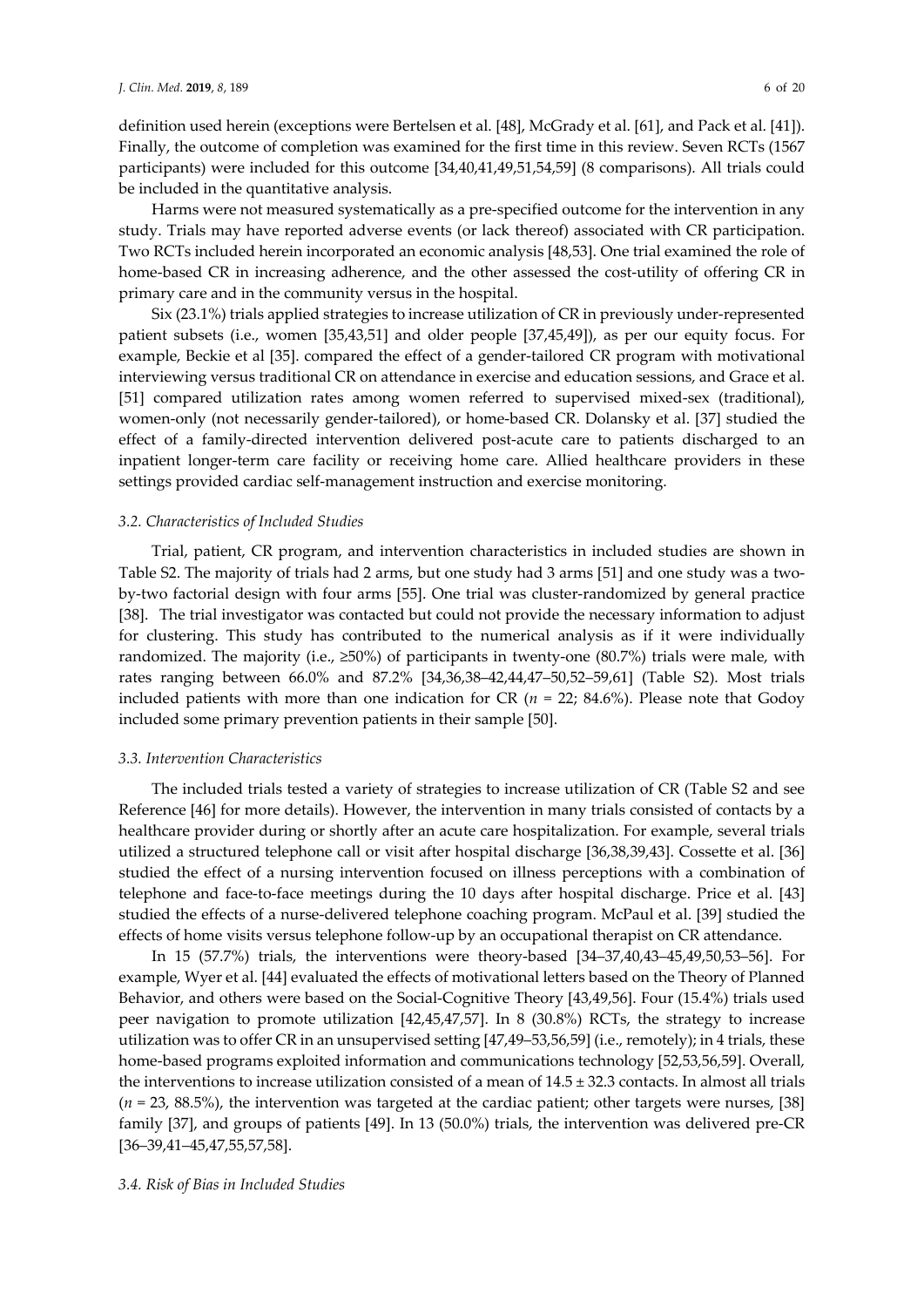definition used herein (exceptions were Bertelsen et al. [48], McGrady et al. [61], and Pack et al. [41]). Finally, the outcome of completion was examined for the first time in this review. Seven RCTs (1567 participants) were included for this outcome [34,40,41,49,51,54,59] (8 comparisons). All trials could be included in the quantitative analysis.

Harms were not measured systematically as a pre-specified outcome for the intervention in any study. Trials may have reported adverse events (or lack thereof) associated with CR participation. Two RCTs included herein incorporated an economic analysis [48,53]. One trial examined the role of home-based CR in increasing adherence, and the other assessed the cost-utility of offering CR in primary care and in the community versus in the hospital.

Six (23.1%) trials applied strategies to increase utilization of CR in previously under-represented patient subsets (i.e., women [35,43,51] and older people [37,45,49]), as per our equity focus. For example, Beckie et al [35]. compared the effect of a gender-tailored CR program with motivational interviewing versus traditional CR on attendance in exercise and education sessions, and Grace et al. [51] compared utilization rates among women referred to supervised mixed-sex (traditional), women-only (not necessarily gender-tailored), or home-based CR. Dolansky et al. [37] studied the effect of a family-directed intervention delivered post-acute care to patients discharged to an inpatient longer-term care facility or receiving home care. Allied healthcare providers in these settings provided cardiac self-management instruction and exercise monitoring.

### 3.2. Characteristics of Included Studies

Trial, patient, CR program, and intervention characteristics in included studies are shown in Table S2. The majority of trials had 2 arms, but one study had 3 arms [51] and one study was a two-by-two factorial design with four arms [55]. One trial was cluster-randomized by general practice [38]. The trial investigator was contacted but could not provide the necessary information to adjust for clustering. This study has contributed to the numerical analysis as if it were individually randomized. The majority (i.e., ≥50%) of participants in twenty-one (80.7%) trials were male, with rates ranging between 66.0% and 87.2% [34,36,38–42,44,47–50,52–59,61] (Table S2). Most trials included patients with more than one indication for CR ($n$ = 22; 84.6%). Please note that Godoy included some primary prevention patients in their sample [50].

### 3.3. Intervention Characteristics

The included trials tested a variety of strategies to increase utilization of CR (Table S2 and see Reference [46] for more details). However, the intervention in many trials consisted of contacts by a healthcare provider during or shortly after an acute care hospitalization. For example, several trials utilized a structured telephone call or visit after hospital discharge [36,38,39,43]. Cossette et al. [36] studied the effect of a nursing intervention focused on illness perceptions with a combination of telephone and face-to-face meetings during the 10 days after hospital discharge. Price et al. [43] studied the effects of a nurse-delivered telephone coaching program. McPaul et al. [39] studied the effects of home visits versus telephone follow-up by an occupational therapist on CR attendance.

In 15 (57.7%) trials, the interventions were theory-based [34–37,40,43–45,49,50,53–56]. For example, Wyer et al. [44] evaluated the effects of motivational letters based on the Theory of Planned Behavior, and others were based on the Social-Cognitive Theory [43,49,56]. Four (15.4%) trials used peer navigation to promote utilization [42,45,47,57]. In 8 (30.8%) RCTs, the strategy to increase utilization was to offer CR in an unsupervised setting [47,49–53,56,59] (i.e., remotely); in 4 trials, these home-based programs exploited information and communications technology [52,53,56,59]. Overall, the interventions to increase utilization consisted of a mean of 14.5 ± 32.3 contacts. In almost all trials ($n$ = 23, 88.5%), the intervention was targeted at the cardiac patient; other targets were nurses, [38] family [37], and groups of patients [49]. In 13 (50.0%) trials, the intervention was delivered pre-CR [36–39,41–45,47,55,57,58].

### 3.4. Risk of Bias in Included Studies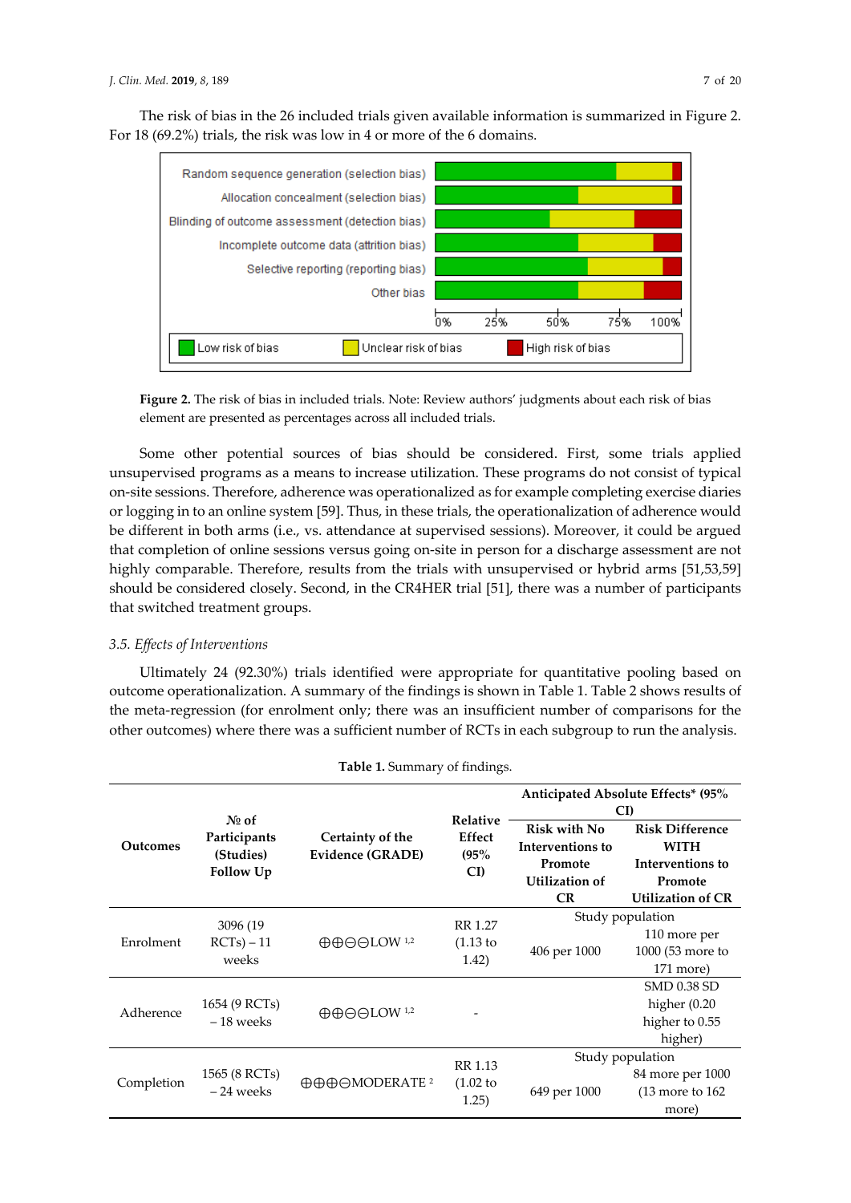The risk of bias in the 26 included trials given available information is summarized in Figure 2. For 18 (69.2%) trials, the risk was low in 4 or more of the 6 domains.

**Figure 2.** The risk of bias in included trials. Note: Review authors' judgments about each risk of bias element are presented as percentages across all included trials.

Some other potential sources of bias should be considered. First, some trials applied unsupervised programs as a means to increase utilization. These programs do not consist of typical on-site sessions. Therefore, adherence was operationalized as for example completing exercise diaries or logging in to an online system [59]. Thus, in these trials, the operationalization of adherence would be different in both arms (i.e., vs. attendance at supervised sessions). Moreover, it could be argued that completion of online sessions versus going on-site in person for a discharge assessment are not highly comparable. Therefore, results from the trials with unsupervised or hybrid arms [51,53,59] should be considered closely. Second, in the CR4HER trial [51], there was a number of participants that switched treatment groups.

### 3.5. Effects of Interventions

Ultimately 24 (92.30%) trials identified were appropriate for quantitative pooling based on outcome operationalization. A summary of the findings is shown in Table 1. Table 2 shows results of the meta-regression (for enrolment only; there was an insufficient number of comparisons for the other outcomes) where there was a sufficient number of RCTs in each subgroup to run the analysis.

**Table 1.** Summary of findings.

| Outcomes | № of Participants (Studies) Follow Up | Certainty of the Evidence (GRADE) | Relative Effect (95% CI) | Anticipated Absolute Effects* (95% CI) | |
|---|---|---|---|---|---|
| | | | | Risk with No Interventions to Promote Utilization of CR | Risk Difference WITH Interventions to Promote Utilization of CR |
| Enrolment | 3096 (19 RCTs) – 11 weeks | ⊕⊕⊖⊖LOW [1,2] | RR 1.27 (1.13 to 1.42) | Study population 406 per 1000 | 110 more per 1000 (53 more to 171 more) |
| Adherence | 1654 (9 RCTs) – 18 weeks | ⊕⊕⊖⊖LOW [1,2] | - | | SMD 0.38 SD higher (0.20 higher to 0.55 higher) |
| Completion | 1565 (8 RCTs) – 24 weeks | ⊕⊕⊕⊖MODERATE [2] | RR 1.13 (1.02 to 1.25) | Study population 649 per 1000 | 84 more per 1000 (13 more to 162 more) |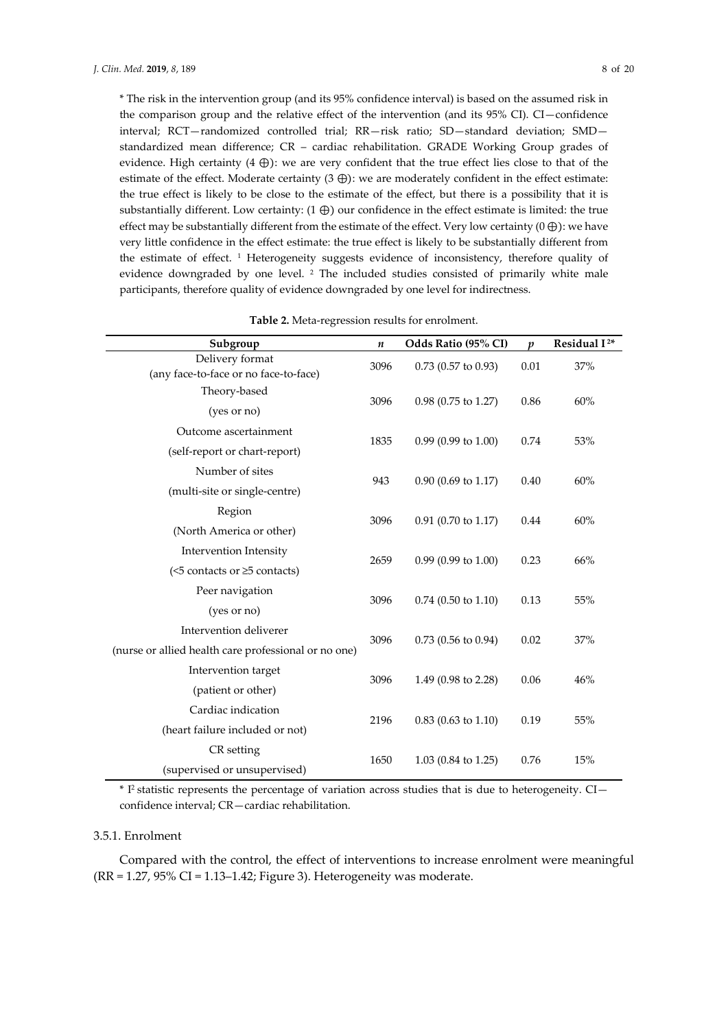\* The risk in the intervention group (and its 95% confidence interval) is based on the assumed risk in the comparison group and the relative effect of the intervention (and its 95% CI). CI—confidence interval; RCT—randomized controlled trial; RR—risk ratio; SD—standard deviation; SMD—standardized mean difference; CR – cardiac rehabilitation. GRADE Working Group grades of evidence. High certainty (4 ⊕): we are very confident that the true effect lies close to that of the estimate of the effect. Moderate certainty (3 ⊕): we are moderately confident in the effect estimate: the true effect is likely to be close to the estimate of the effect, but there is a possibility that it is substantially different. Low certainty: (1 ⊕) our confidence in the effect estimate is limited: the true effect may be substantially different from the estimate of the effect. Very low certainty (0 ⊕): we have very little confidence in the effect estimate: the true effect is likely to be substantially different from the estimate of effect. [1] Heterogeneity suggests evidence of inconsistency, therefore quality of evidence downgraded by one level. [2] The included studies consisted of primarily white male participants, therefore quality of evidence downgraded by one level for indirectness.

**Table 2.** Meta-regression results for enrolment.

| Subgroup | *n* | Odds Ratio (95% CI) | *p* | Residual $I^2$ * |
|---|---|---|---|---|
| Delivery format (any face-to-face or no face-to-face) | 3096 | 0.73 (0.57 to 0.93) | 0.01 | 37% |
| Theory-based (yes or no) | 3096 | 0.98 (0.75 to 1.27) | 0.86 | 60% |
| Outcome ascertainment (self-report or chart-report) | 1835 | 0.99 (0.99 to 1.00) | 0.74 | 53% |
| Number of sites (multi-site or single-centre) | 943 | 0.90 (0.69 to 1.17) | 0.40 | 60% |
| Region (North America or other) | 3096 | 0.91 (0.70 to 1.17) | 0.44 | 60% |
| Intervention Intensity (<5 contacts or ≥5 contacts) | 2659 | 0.99 (0.99 to 1.00) | 0.23 | 66% |
| Peer navigation (yes or no) | 3096 | 0.74 (0.50 to 1.10) | 0.13 | 55% |
| Intervention deliverer (nurse or allied health care professional or no one) | 3096 | 0.73 (0.56 to 0.94) | 0.02 | 37% |
| Intervention target (patient or other) | 3096 | 1.49 (0.98 to 2.28) | 0.06 | 46% |
| Cardiac indication (heart failure included or not) | 2196 | 0.83 (0.63 to 1.10) | 0.19 | 55% |
| CR setting (supervised or unsupervised) | 1650 | 1.03 (0.84 to 1.25) | 0.76 | 15% |

\* $I^2$ statistic represents the percentage of variation across studies that is due to heterogeneity. CI—confidence interval; CR—cardiac rehabilitation.

#### 3.5.1. Enrolment

Compared with the control, the effect of interventions to increase enrolment were meaningful (RR = 1.27, 95% CI = 1.13–1.42; Figure 3). Heterogeneity was moderate.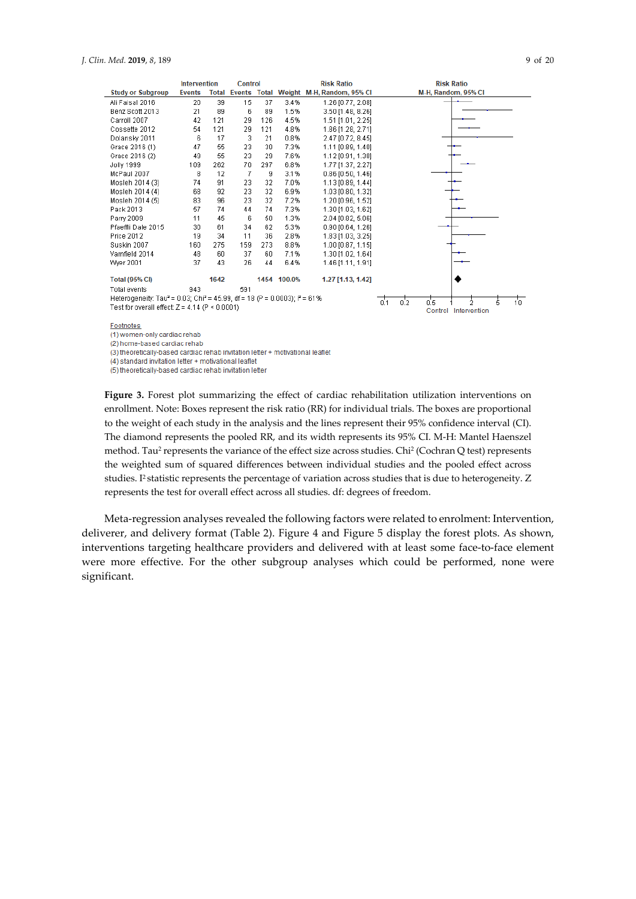| Study or Subgroup | Intervention Events | Intervention Total | Control Events | Control Total | Weight | Risk Ratio M-H, Random, 95% CI |
|---|---|---|---|---|---|---|
| Ali Faisal 2016 | 20 | 39 | 15 | 37 | 3.4% | 1.26 [0.77, 2.08] |
| Benz Scott 2013 | 21 | 89 | 6 | 89 | 1.5% | 3.50 [1.48, 8.26] |
| Carroll 2007 | 42 | 121 | 29 | 126 | 4.5% | 1.51 [1.01, 2.25] |
| Cossette 2012 | 54 | 121 | 29 | 121 | 4.8% | 1.86 [1.28, 2.71] |
| Dolansky 2011 | 6 | 17 | 3 | 21 | 0.8% | 2.47 [0.72, 8.45] |
| Grace 2016 (1) | 47 | 55 | 23 | 30 | 7.3% | 1.11 [0.89, 1.40] |
| Grace 2016 (2) | 49 | 55 | 23 | 29 | 7.6% | 1.12 [0.91, 1.38] |
| Jolly 1999 | 109 | 262 | 70 | 297 | 6.8% | 1.77 [1.37, 2.27] |
| McPaul 2007 | 8 | 12 | 7 | 9 | 3.1% | 0.86 [0.50, 1.46] |
| Mosleh 2014 (3) | 74 | 91 | 23 | 32 | 7.0% | 1.13 [0.89, 1.44] |
| Mosleh 2014 (4) | 68 | 92 | 23 | 32 | 6.9% | 1.03 [0.80, 1.32] |
| Mosleh 2014 (5) | 83 | 96 | 23 | 32 | 7.2% | 1.20 [0.96, 1.52] |
| Pack 2013 | 57 | 74 | 44 | 74 | 7.3% | 1.30 [1.03, 1.62] |
| Parry 2009 | 11 | 45 | 6 | 50 | 1.3% | 2.04 [0.82, 5.06] |
| Pfaeffli Dale 2015 | 30 | 61 | 34 | 62 | 5.3% | 0.90 [0.64, 1.26] |
| Price 2012 | 19 | 34 | 11 | 36 | 2.8% | 1.83 [1.03, 3.25] |
| Suskin 2007 | 160 | 275 | 159 | 273 | 8.8% | 1.00 [0.87, 1.15] |
| Varnfield 2014 | 48 | 60 | 37 | 60 | 7.1% | 1.30 [1.02, 1.64] |
| Wyer 2001 | 37 | 43 | 26 | 44 | 6.4% | 1.46 [1.11, 1.91] |
| **Total (95% CI)** | | **1642** | | **1454** | **100.0%** | **1.27 [1.13, 1.42]** |
| Total events | 943 | | 591 | | | |

Heterogeneity: $Tau^2 = 0.03$; $Chi^2 = 45.99$, $df = 18$ ($P = 0.0003$); $I^2 = 61\%$
Test for overall effect: $Z = 4.14$ ($P < 0.0001$)

Footnotes
(1) women-only cardiac rehab
(2) home-based cardiac rehab
(3) theoretically-based cardiac rehab invitation letter + motivational leaflet
(4) standard invitation letter + motivational leaflet
(5) theoretically-based cardiac rehab invitation letter

**Figure 3.** Forest plot summarizing the effect of cardiac rehabilitation utilization interventions on enrollment. Note: Boxes represent the risk ratio (RR) for individual trials. The boxes are proportional to the weight of each study in the analysis and the lines represent their 95% confidence interval (CI). The diamond represents the pooled RR, and its width represents its 95% CI. M-H: Mantel Haenszel method. $Tau^2$ represents the variance of the effect size across studies. $Chi^2$ (Cochran Q test) represents the weighted sum of squared differences between individual studies and the pooled effect across studies. $I^2$ statistic represents the percentage of variation across studies that is due to heterogeneity. Z represents the test for overall effect across all studies. df: degrees of freedom.

Meta-regression analyses revealed the following factors were related to enrolment: Intervention, deliverer, and delivery format (Table 2). Figure 4 and Figure 5 display the forest plots. As shown, interventions targeting healthcare providers and delivered with at least some face-to-face element were more effective. For the other subgroup analyses which could be performed, none were significant.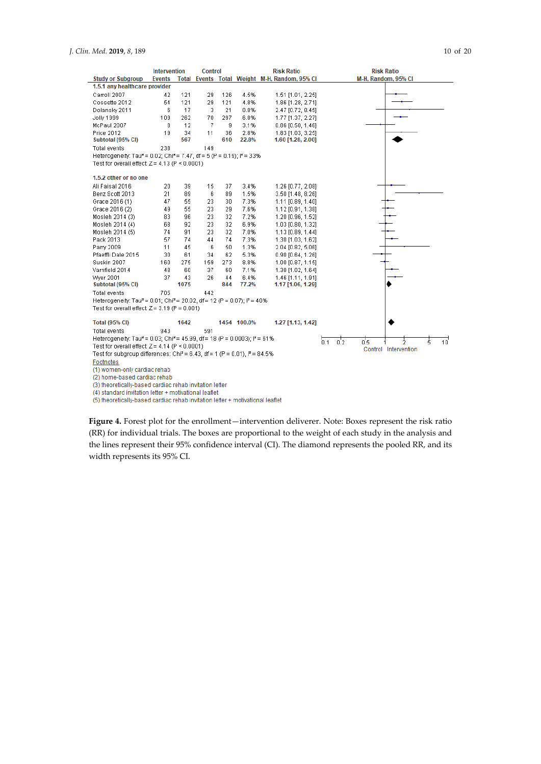| Study or Subgroup | Intervention Events | Intervention Total | Control Events | Control Total | Weight | Risk Ratio M-H, Random, 95% CI |
|---|---|---|---|---|---|---|
| **1.5.1 any healthcare provider** | | | | | | |
| Carroll 2007 | 42 | 121 | 29 | 126 | 4.5% | 1.51 [1.01, 2.25] |
| Cossette 2012 | 54 | 121 | 29 | 121 | 4.8% | 1.86 [1.28, 2.71] |
| Dolansky 2011 | 6 | 17 | 3 | 21 | 0.8% | 2.47 [0.72, 8.45] |
| Jolly 1999 | 109 | 262 | 70 | 297 | 6.0% | 1.77 [1.37, 2.27] |
| McPaul 2007 | 8 | 12 | 7 | 9 | 3.1% | 0.86 [0.50, 1.46] |
| Price 2012 | 19 | 34 | 11 | 36 | 2.8% | 1.83 [1.03, 3.25] |
| **Subtotal (95% CI)** | | **567** | | **610** | **22.8%** | **1.60 [1.28, 2.00]** |
| Total events | 238 | | 149 | | | |
| Heterogeneity: $Tau^2 = 0.02$; $Chi^2 = 7.47$, df = 5 (P = 0.19); $I^2 = 33\%$ | | | | | | |
| Test for overall effect: Z = 4.13 (P < 0.0001) | | | | | | |
| **1.5.2 other or no one** | | | | | | |
| Ali Faisal 2016 | 20 | 39 | 15 | 37 | 3.4% | 1.26 [0.77, 2.08] |
| Benz Scott 2013 | 21 | 89 | 6 | 89 | 1.5% | 3.50 [1.48, 8.26] |
| Grace 2016 (1) | 47 | 55 | 23 | 30 | 7.3% | 1.11 [0.89, 1.40] |
| Grace 2016 (2) | 49 | 55 | 23 | 29 | 7.6% | 1.12 [0.91, 1.38] |
| Mosleh 2014 (3) | 83 | 96 | 23 | 32 | 7.2% | 1.20 [0.96, 1.52] |
| Mosleh 2014 (4) | 68 | 92 | 23 | 32 | 6.9% | 1.03 [0.80, 1.32] |
| Mosleh 2014 (5) | 74 | 91 | 23 | 32 | 7.0% | 1.13 [0.89, 1.44] |
| Pack 2013 | 57 | 74 | 44 | 74 | 7.3% | 1.30 [1.03, 1.62] |
| Parry 2009 | 11 | 45 | 6 | 50 | 1.3% | 2.04 [0.82, 5.06] |
| Pfaeffli Dale 2015 | 30 | 61 | 34 | 62 | 5.3% | 0.90 [0.64, 1.26] |
| Suskin 2007 | 160 | 275 | 159 | 273 | 8.8% | 1.00 [0.87, 1.15] |
| Varnfield 2014 | 48 | 60 | 37 | 60 | 7.1% | 1.30 [1.02, 1.64] |
| Wyer 2001 | 37 | 43 | 26 | 44 | 6.4% | 1.46 [1.11, 1.91] |
| **Subtotal (95% CI)** | | **1075** | | **844** | **77.2%** | **1.17 [1.06, 1.29]** |
| Total events | 705 | | 442 | | | |
| Heterogeneity: $Tau^2 = 0.01$; $Chi^2 = 20.02$, df = 12 (P = 0.07); $I^2 = 40\%$ | | | | | | |
| Test for overall effect: Z = 3.19 (P = 0.001) | | | | | | |
| **Total (95% CI)** | | **1642** | | **1454** | **100.0%** | **1.27 [1.13, 1.42]** |
| Total events | 943 | | 591 | | | |
| Heterogeneity: $Tau^2 = 0.03$; $Chi^2 = 45.99$, df = 18 (P = 0.0003); $I^2 = 61\%$ | | | | | | |
| Test for overall effect: Z = 4.14 (P < 0.0001) | | | | | | |
| Test for subgroup differences: $Chi^2 = 6.43$, df = 1 (P = 0.01), $I^2 = 84.5\%$ | | | | | | |

Footnotes
(1) women-only cardiac rehab
(2) home-based cardiac rehab
(3) theoretically-based cardiac rehab invitation letter
(4) standard invitation letter + motivational leaflet
(5) theoretically-based cardiac rehab invitation letter + motivational leaflet

**Figure 4.** Forest plot for the enrollment—intervention deliverer. Note: Boxes represent the risk ratio (RR) for individual trials. The boxes are proportional to the weight of each study in the analysis and the lines represent their 95% confidence interval (CI). The diamond represents the pooled RR, and its width represents its 95% CI.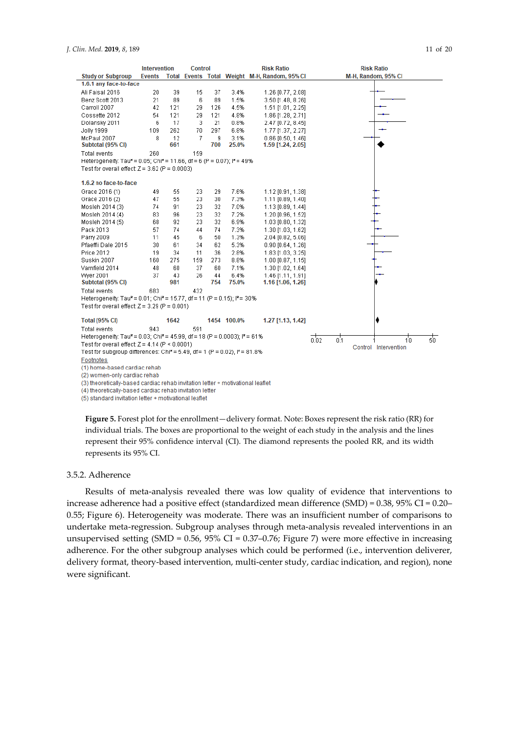| Study or Subgroup | Intervention Events | Intervention Total | Control Events | Control Total | Weight | Risk Ratio M-H, Random, 95% CI |
|---|---|---|---|---|---|---|
| **1.6.1 any face-to-face** | | | | | | |
| Ali Faisal 2016 | 20 | 39 | 15 | 37 | 3.4% | 1.26 [0.77, 2.08] |
| Benz Scott 2013 | 21 | 89 | 6 | 89 | 1.5% | 3.50 [1.48, 8.26] |
| Carroll 2007 | 42 | 121 | 29 | 126 | 4.5% | 1.51 [1.01, 2.25] |
| Cossette 2012 | 54 | 121 | 29 | 121 | 4.8% | 1.86 [1.28, 2.71] |
| Dolansky 2011 | 6 | 17 | 3 | 21 | 0.8% | 2.47 [0.72, 8.45] |
| Jolly 1999 | 109 | 262 | 70 | 297 | 6.8% | 1.77 [1.37, 2.27] |
| McPaul 2007 | 8 | 12 | 7 | 9 | 3.1% | 0.86 [0.50, 1.46] |
| **Subtotal (95% CI)** | | **661** | | **700** | **25.0%** | **1.59 [1.24, 2.05]** |
| Total events | 260 | | 159 | | | |
| Heterogeneity: Tau² = 0.05; Chi² = 11.66, df = 6 (P = 0.07); I² = 49% | | | | | | |
| Test for overall effect: Z = 3.62 (P = 0.0003) | | | | | | |
| **1.6.2 no face-to-face** | | | | | | |
| Grace 2016 (1) | 49 | 55 | 23 | 29 | 7.6% | 1.12 [0.91, 1.38] |
| Grace 2016 (2) | 47 | 55 | 23 | 30 | 7.3% | 1.11 [0.89, 1.40] |
| Mosleh 2014 (3) | 74 | 91 | 23 | 32 | 7.0% | 1.13 [0.89, 1.44] |
| Mosleh 2014 (4) | 83 | 96 | 23 | 32 | 7.2% | 1.20 [0.96, 1.52] |
| Mosleh 2014 (5) | 68 | 92 | 23 | 32 | 6.9% | 1.03 [0.80, 1.32] |
| Pack 2013 | 57 | 74 | 44 | 74 | 7.3% | 1.30 [1.03, 1.62] |
| Parry 2009 | 11 | 45 | 6 | 50 | 1.3% | 2.04 [0.82, 5.06] |
| Pfaeffli Dale 2015 | 30 | 61 | 34 | 62 | 5.3% | 0.90 [0.64, 1.26] |
| Price 2012 | 19 | 34 | 11 | 36 | 2.8% | 1.83 [1.03, 3.25] |
| Suskin 2007 | 160 | 275 | 159 | 273 | 8.8% | 1.00 [0.87, 1.15] |
| Varnfield 2014 | 48 | 60 | 37 | 60 | 7.1% | 1.30 [1.02, 1.64] |
| Wyer 2001 | 37 | 43 | 26 | 44 | 6.4% | 1.46 [1.11, 1.91] |
| **Subtotal (95% CI)** | | **981** | | **754** | **75.0%** | **1.16 [1.06, 1.26]** |
| Total events | 683 | | 432 | | | |
| Heterogeneity: Tau² = 0.01; Chi² = 15.77, df = 11 (P = 0.15); I² = 30% | | | | | | |
| Test for overall effect: Z = 3.29 (P = 0.001) | | | | | | |
| **Total (95% CI)** | | **1642** | | **1454** | **100.0%** | **1.27 [1.13, 1.42]** |
| Total events | 943 | | 591 | | | |
| Heterogeneity: Tau² = 0.03; Chi² = 45.99, df = 18 (P = 0.0003); I² = 61% | | | | | | |
| Test for overall effect: Z = 4.14 (P < 0.0001) | | | | | | |
| Test for subgroup differences: Chi² = 5.49, df = 1 (P = 0.02), I² = 81.8% | | | | | | |

0.02 0.1 1 10 50
Control Intervention

Footnotes
(1) home-based cardiac rehab
(2) women-only cardiac rehab
(3) theoretically-based cardiac rehab invitation letter + motivational leaflet
(4) theoretically-based cardiac rehab invitation letter
(5) standard invitation letter + motivational leaflet

**Figure 5.** Forest plot for the enrollment—delivery format. Note: Boxes represent the risk ratio (RR) for individual trials. The boxes are proportional to the weight of each study in the analysis and the lines represent their 95% confidence interval (CI). The diamond represents the pooled RR, and its width represents its 95% CI.

### 3.5.2. Adherence

Results of meta-analysis revealed there was low quality of evidence that interventions to increase adherence had a positive effect (standardized mean difference (SMD) = 0.38, 95% CI = 0.20–0.55; Figure 6). Heterogeneity was moderate. There was an insufficient number of comparisons to undertake meta-regression. Subgroup analyses through meta-analysis revealed interventions in an unsupervised setting (SMD = 0.56, 95% CI = 0.37–0.76; Figure 7) were more effective in increasing adherence. For the other subgroup analyses which could be performed (i.e., intervention deliverer, delivery format, theory-based intervention, multi-center study, cardiac indication, and region), none were significant.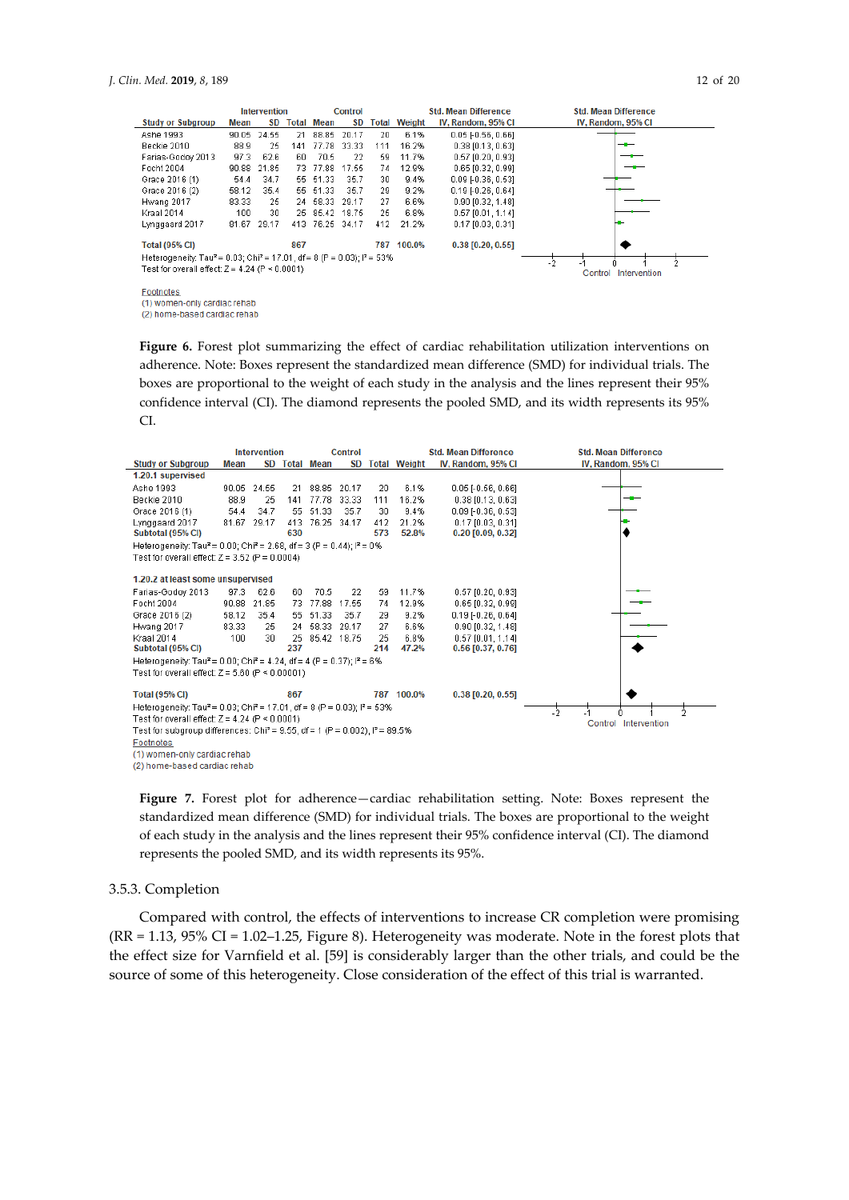| Study or Subgroup | Intervention Mean | Intervention SD | Intervention Total | Control Mean | Control SD | Control Total | Weight | Std. Mean Difference IV, Random, 95% CI |
|---|---|---|---|---|---|---|---|---|
| Ashe 1993 | 90.05 | 24.55 | 21 | 88.85 | 20.17 | 20 | 6.1% | 0.05 [-0.56, 0.66] |
| Beckie 2010 | 88.9 | 25 | 141 | 77.78 | 33.33 | 111 | 16.2% | 0.38 [0.13, 0.63] |
| Farias-Godoy 2013 | 97.3 | 62.6 | 60 | 70.5 | 22 | 59 | 11.7% | 0.57 [0.20, 0.93] |
| Focht 2004 | 90.88 | 21.85 | 73 | 77.88 | 17.55 | 74 | 12.9% | 0.65 [0.32, 0.99] |
| Grace 2016 (1) | 54.4 | 34.7 | 55 | 51.33 | 35.7 | 30 | 9.4% | 0.09 [-0.36, 0.53] |
| Grace 2016 (2) | 58.12 | 35.4 | 55 | 51.33 | 35.7 | 29 | 9.2% | 0.19 [-0.26, 0.64] |
| Hwang 2017 | 83.33 | 25 | 24 | 58.33 | 29.17 | 27 | 6.6% | 0.90 [0.32, 1.48] |
| Kraal 2014 | 100 | 30 | 25 | 85.42 | 18.75 | 25 | 6.8% | 0.57 [0.01, 1.14] |
| Lynggaard 2017 | 81.67 | 29.17 | 413 | 76.25 | 34.17 | 412 | 21.2% | 0.17 [0.03, 0.31] |
| **Total (95% CI)** | | | **867** | | | **787** | **100.0%** | **0.38 [0.20, 0.55]** |

Heterogeneity: Tau² = 0.03; Chi² = 17.01, df = 8 (P = 0.03); I² = 53%
Test for overall effect: Z = 4.24 (P < 0.0001)

Footnotes
(1) women-only cardiac rehab
(2) home-based cardiac rehab

**Figure 6.** Forest plot summarizing the effect of cardiac rehabilitation utilization interventions on adherence. Note: Boxes represent the standardized mean difference (SMD) for individual trials. The boxes are proportional to the weight of each study in the analysis and the lines represent their 95% confidence interval (CI). The diamond represents the pooled SMD, and its width represents its 95% CI.

| Study or Subgroup | Intervention Mean | Intervention SD | Intervention Total | Control Mean | Control SD | Control Total | Weight | Std. Mean Difference IV, Random, 95% CI |
|---|---|---|---|---|---|---|---|---|
| **1.20.1 supervised** | | | | | | | | |
| Ashe 1993 | 90.05 | 24.55 | 21 | 88.85 | 20.17 | 20 | 6.1% | 0.05 [-0.56, 0.66] |
| Beckie 2010 | 88.9 | 25 | 141 | 77.78 | 33.33 | 111 | 16.2% | 0.38 [0.13, 0.63] |
| Grace 2016 (1) | 54.4 | 34.7 | 55 | 51.33 | 35.7 | 30 | 9.4% | 0.09 [-0.36, 0.53] |
| Lynggaard 2017 | 81.67 | 29.17 | 413 | 76.25 | 34.17 | 412 | 21.2% | 0.17 [0.03, 0.31] |
| **Subtotal (95% CI)** | | | **630** | | | **573** | **52.8%** | **0.20 [0.09, 0.32]** |
| Heterogeneity: Tau² = 0.00; Chi² = 2.68, df = 3 (P = 0.44); I² = 0% | | | | | | | | |
| Test for overall effect: Z = 3.52 (P = 0.0004) | | | | | | | | |
| **1.20.2 at least some unsupervised** | | | | | | | | |
| Farias-Godoy 2013 | 97.3 | 62.6 | 60 | 70.5 | 22 | 59 | 11.7% | 0.57 [0.20, 0.93] |
| Focht 2004 | 90.88 | 21.85 | 73 | 77.88 | 17.55 | 74 | 12.9% | 0.65 [0.32, 0.99] |
| Grace 2016 (2) | 58.12 | 35.4 | 55 | 51.33 | 35.7 | 29 | 9.2% | 0.19 [-0.26, 0.64] |
| Hwang 2017 | 83.33 | 25 | 24 | 58.33 | 29.17 | 27 | 6.6% | 0.90 [0.32, 1.48] |
| Kraal 2014 | 100 | 30 | 25 | 85.42 | 18.75 | 25 | 6.8% | 0.57 [0.01, 1.14] |
| **Subtotal (95% CI)** | | | **237** | | | **214** | **47.2%** | **0.56 [0.37, 0.76]** |
| Heterogeneity: Tau² = 0.00; Chi² = 4.24, df = 4 (P = 0.37); I² = 6% | | | | | | | | |
| Test for overall effect: Z = 5.60 (P < 0.00001) | | | | | | | | |
| **Total (95% CI)** | | | **867** | | | **787** | **100.0%** | **0.38 [0.20, 0.55]** |

Heterogeneity: Tau² = 0.03; Chi² = 17.01, df = 8 (P = 0.03); I² = 53%
Test for overall effect: Z = 4.24 (P < 0.0001)
Test for subgroup differences: Chi² = 9.55, df = 1 (P = 0.002), I² = 89.5%

Footnotes
(1) women-only cardiac rehab
(2) home-based cardiac rehab

**Figure 7.** Forest plot for adherence—cardiac rehabilitation setting. Note: Boxes represent the standardized mean difference (SMD) for individual trials. The boxes are proportional to the weight of each study in the analysis and the lines represent their 95% confidence interval (CI). The diamond represents the pooled SMD, and its width represents its 95%.

### 3.5.3. Completion

Compared with control, the effects of interventions to increase CR completion were promising (RR = 1.13, 95% CI = 1.02–1.25, Figure 8). Heterogeneity was moderate. Note in the forest plots that the effect size for Varnfield et al. [59] is considerably larger than the other trials, and could be the source of some of this heterogeneity. Close consideration of the effect of this trial is warranted.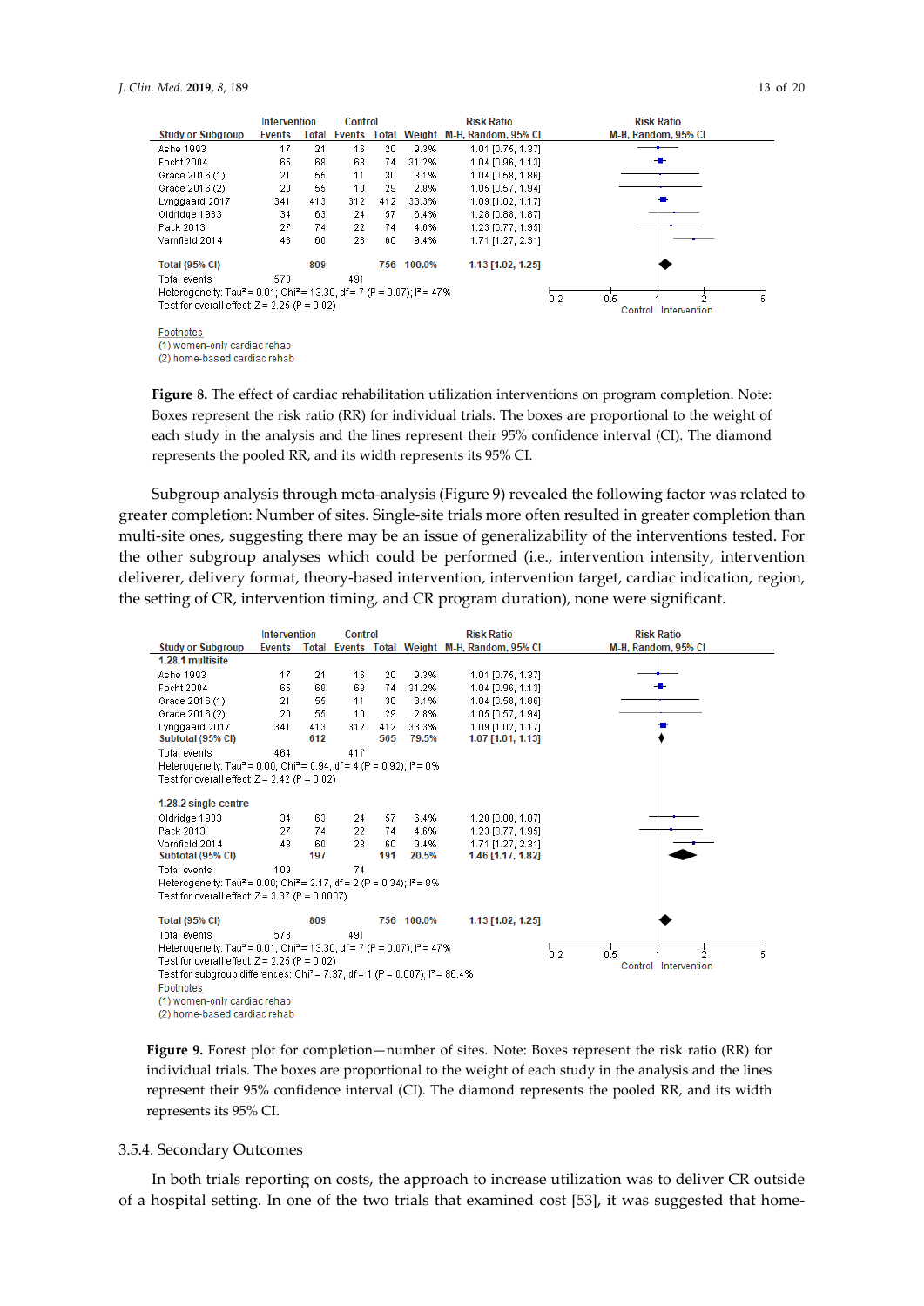| Study or Subgroup | Intervention Events | Intervention Total | Control Events | Control Total | Weight | Risk Ratio M-H, Random, 95% CI |
|---|---|---|---|---|---|---|
| Ashe 1993 | 17 | 21 | 16 | 20 | 9.3% | 1.01 [0.75, 1.37] |
| Focht 2004 | 65 | 68 | 68 | 74 | 31.2% | 1.04 [0.96, 1.13] |
| Grace 2016 (1) | 21 | 55 | 11 | 30 | 3.1% | 1.04 [0.58, 1.86] |
| Grace 2016 (2) | 20 | 55 | 10 | 29 | 2.8% | 1.05 [0.57, 1.94] |
| Lynggaard 2017 | 341 | 413 | 312 | 412 | 33.3% | 1.09 [1.02, 1.17] |
| Oldridge 1983 | 34 | 63 | 24 | 57 | 6.4% | 1.28 [0.88, 1.87] |
| Pack 2013 | 27 | 74 | 22 | 74 | 4.6% | 1.23 [0.77, 1.95] |
| Varnfield 2014 | 48 | 60 | 28 | 60 | 9.4% | 1.71 [1.27, 2.31] |
| **Total (95% CI)** | | **809** | | **756** | **100.0%** | **1.13 [1.02, 1.25]** |
| Total events | 573 | | 491 | | | |

Heterogeneity: Tau² = 0.01; Chi² = 13.30, df = 7 (P = 0.07); I² = 47%
Test for overall effect: Z = 2.25 (P = 0.02)

Footnotes
(1) women-only cardiac rehab
(2) home-based cardiac rehab

**Figure 8.** The effect of cardiac rehabilitation utilization interventions on program completion. Note: Boxes represent the risk ratio (RR) for individual trials. The boxes are proportional to the weight of each study in the analysis and the lines represent their 95% confidence interval (CI). The diamond represents the pooled RR, and its width represents its 95% CI.

Subgroup analysis through meta-analysis (Figure 9) revealed the following factor was related to greater completion: Number of sites. Single-site trials more often resulted in greater completion than multi-site ones, suggesting there may be an issue of generalizability of the interventions tested. For the other subgroup analyses which could be performed (i.e., intervention intensity, intervention deliverer, delivery format, theory-based intervention, intervention target, cardiac indication, region, the setting of CR, intervention timing, and CR program duration), none were significant.

| Study or Subgroup | Intervention Events | Intervention Total | Control Events | Control Total | Weight | Risk Ratio M-H, Random, 95% CI |
|---|---|---|---|---|---|---|
| **1.28.1 multisite** | | | | | | |
| Ashe 1993 | 17 | 21 | 16 | 20 | 9.3% | 1.01 [0.75, 1.37] |
| Focht 2004 | 65 | 68 | 68 | 74 | 31.2% | 1.04 [0.96, 1.13] |
| Grace 2016 (1) | 21 | 55 | 11 | 30 | 3.1% | 1.04 [0.58, 1.86] |
| Grace 2016 (2) | 20 | 55 | 10 | 29 | 2.8% | 1.05 [0.57, 1.94] |
| Lynggaard 2017 | 341 | 413 | 312 | 412 | 33.3% | 1.09 [1.02, 1.17] |
| **Subtotal (95% CI)** | | **612** | | **565** | **79.5%** | **1.07 [1.01, 1.13]** |
| Total events | 464 | | 417 | | | |
| Heterogeneity: Tau² = 0.00; Chi² = 0.94, df = 4 (P = 0.92); I² = 0% | | | | | | |
| Test for overall effect: Z = 2.42 (P = 0.02) | | | | | | |
| **1.28.2 single centre** | | | | | | |
| Oldridge 1983 | 34 | 63 | 24 | 57 | 6.4% | 1.28 [0.88, 1.87] |
| Pack 2013 | 27 | 74 | 22 | 74 | 4.6% | 1.23 [0.77, 1.95] |
| Varnfield 2014 | 48 | 60 | 28 | 60 | 9.4% | 1.71 [1.27, 2.31] |
| **Subtotal (95% CI)** | | **197** | | **191** | **20.5%** | **1.46 [1.17, 1.82]** |
| Total events | 109 | | 74 | | | |
| Heterogeneity: Tau² = 0.00; Chi² = 2.17, df = 2 (P = 0.34); I² = 8% | | | | | | |
| Test for overall effect: Z = 3.37 (P = 0.0007) | | | | | | |
| **Total (95% CI)** | | **809** | | **756** | **100.0%** | **1.13 [1.02, 1.25]** |
| Total events | 573 | | 491 | | | |

Heterogeneity: Tau² = 0.01; Chi² = 13.30, df = 7 (P = 0.07); I² = 47%
Test for overall effect: Z = 2.25 (P = 0.02)
Test for subgroup differences: Chi² = 7.37, df = 1 (P = 0.007), I² = 86.4%

Footnotes
(1) women-only cardiac rehab
(2) home-based cardiac rehab

**Figure 9.** Forest plot for completion—number of sites. Note: Boxes represent the risk ratio (RR) for individual trials. The boxes are proportional to the weight of each study in the analysis and the lines represent their 95% confidence interval (CI). The diamond represents the pooled RR, and its width represents its 95% CI.

#### 3.5.4. Secondary Outcomes

In both trials reporting on costs, the approach to increase utilization was to deliver CR outside of a hospital setting. In one of the two trials that examined cost [53], it was suggested that home-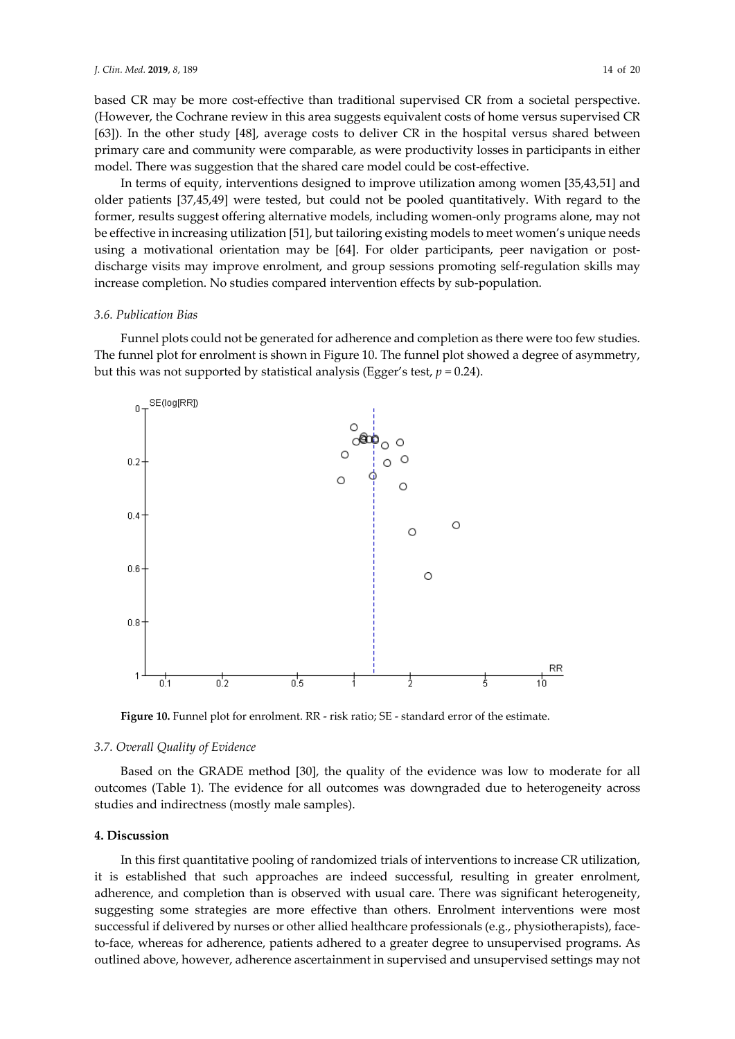based CR may be more cost-effective than traditional supervised CR from a societal perspective. (However, the Cochrane review in this area suggests equivalent costs of home versus supervised CR [63]). In the other study [48], average costs to deliver CR in the hospital versus shared between primary care and community were comparable, as were productivity losses in participants in either model. There was suggestion that the shared care model could be cost-effective.

In terms of equity, interventions designed to improve utilization among women [35,43,51] and older patients [37,45,49] were tested, but could not be pooled quantitatively. With regard to the former, results suggest offering alternative models, including women-only programs alone, may not be effective in increasing utilization [51], but tailoring existing models to meet women's unique needs using a motivational orientation may be [64]. For older participants, peer navigation or post-discharge visits may improve enrolment, and group sessions promoting self-regulation skills may increase completion. No studies compared intervention effects by sub-population.

### *3.6. Publication Bias*

Funnel plots could not be generated for adherence and completion as there were too few studies. The funnel plot for enrolment is shown in Figure 10. The funnel plot showed a degree of asymmetry, but this was not supported by statistical analysis (Egger's test, $p = 0.24$).

**Figure 10.** Funnel plot for enrolment. RR - risk ratio; SE - standard error of the estimate.

### *3.7. Overall Quality of Evidence*

Based on the GRADE method [30], the quality of the evidence was low to moderate for all outcomes (Table 1). The evidence for all outcomes was downgraded due to heterogeneity across studies and indirectness (mostly male samples).

## **4. Discussion**

In this first quantitative pooling of randomized trials of interventions to increase CR utilization, it is established that such approaches are indeed successful, resulting in greater enrolment, adherence, and completion than is observed with usual care. There was significant heterogeneity, suggesting some strategies are more effective than others. Enrolment interventions were most successful if delivered by nurses or other allied healthcare professionals (e.g., physiotherapists), face-to-face, whereas for adherence, patients adhered to a greater degree to unsupervised programs. As outlined above, however, adherence ascertainment in supervised and unsupervised settings may not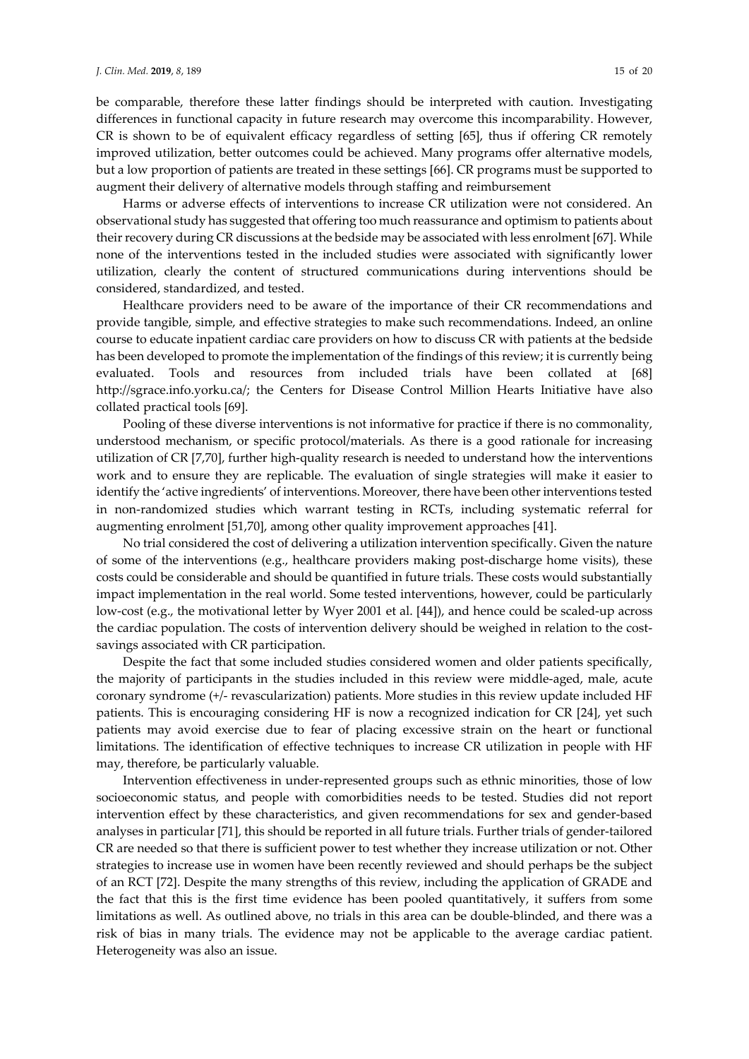be comparable, therefore these latter findings should be interpreted with caution. Investigating differences in functional capacity in future research may overcome this incomparability. However, CR is shown to be of equivalent efficacy regardless of setting [65], thus if offering CR remotely improved utilization, better outcomes could be achieved. Many programs offer alternative models, but a low proportion of patients are treated in these settings [66]. CR programs must be supported to augment their delivery of alternative models through staffing and reimbursement

Harms or adverse effects of interventions to increase CR utilization were not considered. An observational study has suggested that offering too much reassurance and optimism to patients about their recovery during CR discussions at the bedside may be associated with less enrolment [67]. While none of the interventions tested in the included studies were associated with significantly lower utilization, clearly the content of structured communications during interventions should be considered, standardized, and tested.

Healthcare providers need to be aware of the importance of their CR recommendations and provide tangible, simple, and effective strategies to make such recommendations. Indeed, an online course to educate inpatient cardiac care providers on how to discuss CR with patients at the bedside has been developed to promote the implementation of the findings of this review; it is currently being evaluated. Tools and resources from included trials have been collated at [68] http://sgrace.info.yorku.ca/; the Centers for Disease Control Million Hearts Initiative have also collated practical tools [69].

Pooling of these diverse interventions is not informative for practice if there is no commonality, understood mechanism, or specific protocol/materials. As there is a good rationale for increasing utilization of CR [7,70], further high-quality research is needed to understand how the interventions work and to ensure they are replicable. The evaluation of single strategies will make it easier to identify the 'active ingredients' of interventions. Moreover, there have been other interventions tested in non-randomized studies which warrant testing in RCTs, including systematic referral for augmenting enrolment [51,70], among other quality improvement approaches [41].

No trial considered the cost of delivering a utilization intervention specifically. Given the nature of some of the interventions (e.g., healthcare providers making post-discharge home visits), these costs could be considerable and should be quantified in future trials. These costs would substantially impact implementation in the real world. Some tested interventions, however, could be particularly low-cost (e.g., the motivational letter by Wyer 2001 et al. [44]), and hence could be scaled-up across the cardiac population. The costs of intervention delivery should be weighed in relation to the cost-savings associated with CR participation.

Despite the fact that some included studies considered women and older patients specifically, the majority of participants in the studies included in this review were middle-aged, male, acute coronary syndrome (+/- revascularization) patients. More studies in this review update included HF patients. This is encouraging considering HF is now a recognized indication for CR [24], yet such patients may avoid exercise due to fear of placing excessive strain on the heart or functional limitations. The identification of effective techniques to increase CR utilization in people with HF may, therefore, be particularly valuable.

Intervention effectiveness in under-represented groups such as ethnic minorities, those of low socioeconomic status, and people with comorbidities needs to be tested. Studies did not report intervention effect by these characteristics, and given recommendations for sex and gender-based analyses in particular [71], this should be reported in all future trials. Further trials of gender-tailored CR are needed so that there is sufficient power to test whether they increase utilization or not. Other strategies to increase use in women have been recently reviewed and should perhaps be the subject of an RCT [72]. Despite the many strengths of this review, including the application of GRADE and the fact that this is the first time evidence has been pooled quantitatively, it suffers from some limitations as well. As outlined above, no trials in this area can be double-blinded, and there was a risk of bias in many trials. The evidence may not be applicable to the average cardiac patient. Heterogeneity was also an issue.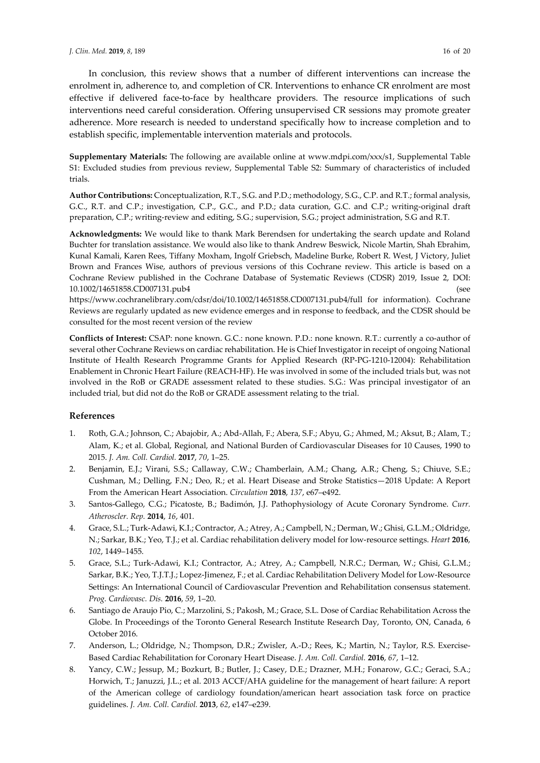In conclusion, this review shows that a number of different interventions can increase the enrolment in, adherence to, and completion of CR. Interventions to enhance CR enrolment are most effective if delivered face-to-face by healthcare providers. The resource implications of such interventions need careful consideration. Offering unsupervised CR sessions may promote greater adherence. More research is needed to understand specifically how to increase completion and to establish specific, implementable intervention materials and protocols.

**Supplementary Materials:** The following are available online at www.mdpi.com/xxx/s1, Supplemental Table S1: Excluded studies from previous review, Supplemental Table S2: Summary of characteristics of included trials.

**Author Contributions:** Conceptualization, R.T., S.G. and P.D.; methodology, S.G., C.P. and R.T.; formal analysis, G.C., R.T. and C.P.; investigation, C.P., G.C., and P.D.; data curation, G.C. and C.P.; writing-original draft preparation, C.P.; writing-review and editing, S.G.; supervision, S.G.; project administration, S.G and R.T.

**Acknowledgments:** We would like to thank Mark Berendsen for undertaking the search update and Roland Buchter for translation assistance. We would also like to thank Andrew Beswick, Nicole Martin, Shah Ebrahim, Kunal Kamali, Karen Rees, Tiffany Moxham, Ingolf Griebsch, Madeline Burke, Robert R. West, J Victory, Juliet Brown and Frances Wise, authors of previous versions of this Cochrane review. This article is based on a Cochrane Review published in the Cochrane Database of Systematic Reviews (CDSR) 2019, Issue 2, DOI: 10.1002/14651858.CD007131.pub4 (see https://www.cochranelibrary.com/cdsr/doi/10.1002/14651858.CD007131.pub4/full for information). Cochrane Reviews are regularly updated as new evidence emerges and in response to feedback, and the CDSR should be consulted for the most recent version of the review

**Conflicts of Interest:** CSAP: none known. G.C.: none known. P.D.: none known. R.T.: currently a co-author of several other Cochrane Reviews on cardiac rehabilitation. He is Chief Investigator in receipt of ongoing National Institute of Health Research Programme Grants for Applied Research (RP-PG-1210-12004): Rehabilitation Enablement in Chronic Heart Failure (REACH-HF). He was involved in some of the included trials but, was not involved in the RoB or GRADE assessment related to these studies. S.G.: Was principal investigator of an included trial, but did not do the RoB or GRADE assessment relating to the trial.

## References

1. Roth, G.A.; Johnson, C.; Abajobir, A.; Abd-Allah, F.; Abera, S.F.; Abyu, G.; Ahmed, M.; Aksut, B.; Alam, T.; Alam, K.; et al. Global, Regional, and National Burden of Cardiovascular Diseases for 10 Causes, 1990 to 2015. *J. Am. Coll. Cardiol.* **2017**, *70*, 1–25.
2. Benjamin, E.J.; Virani, S.S.; Callaway, C.W.; Chamberlain, A.M.; Chang, A.R.; Cheng, S.; Chiuve, S.E.; Cushman, M.; Delling, F.N.; Deo, R.; et al. Heart Disease and Stroke Statistics—2018 Update: A Report From the American Heart Association. *Circulation* **2018**, *137*, e67–e492.
3. Santos-Gallego, C.G.; Picatoste, B.; Badimón, J.J. Pathophysiology of Acute Coronary Syndrome. *Curr. Atheroscler. Rep.* **2014**, *16*, 401.
4. Grace, S.L.; Turk-Adawi, K.I.; Contractor, A.; Atrey, A.; Campbell, N.; Derman, W.; Ghisi, G.L.M.; Oldridge, N.; Sarkar, B.K.; Yeo, T.J.; et al. Cardiac rehabilitation delivery model for low-resource settings. *Heart* **2016**, *102*, 1449–1455.
5. Grace, S.L.; Turk-Adawi, K.I.; Contractor, A.; Atrey, A.; Campbell, N.R.C.; Derman, W.; Ghisi, G.L.M.; Sarkar, B.K.; Yeo, T.J.T.J.; Lopez-Jimenez, F.; et al. Cardiac Rehabilitation Delivery Model for Low-Resource Settings: An International Council of Cardiovascular Prevention and Rehabilitation consensus statement. *Prog. Cardiovasc. Dis.* **2016**, *59*, 1–20.
6. Santiago de Araujo Pio, C.; Marzolini, S.; Pakosh, M.; Grace, S.L. Dose of Cardiac Rehabilitation Across the Globe. In Proceedings of the Toronto General Research Institute Research Day, Toronto, ON, Canada, 6 October 2016.
7. Anderson, L.; Oldridge, N.; Thompson, D.R.; Zwisler, A.-D.; Rees, K.; Martin, N.; Taylor, R.S. Exercise-Based Cardiac Rehabilitation for Coronary Heart Disease. *J. Am. Coll. Cardiol.* **2016**, *67*, 1–12.
8. Yancy, C.W.; Jessup, M.; Bozkurt, B.; Butler, J.; Casey, D.E.; Drazner, M.H.; Fonarow, G.C.; Geraci, S.A.; Horwich, T.; Januzzi, J.L.; et al. 2013 ACCF/AHA guideline for the management of heart failure: A report of the American college of cardiology foundation/american heart association task force on practice guidelines. *J. Am. Coll. Cardiol.* **2013**, *62*, e147–e239.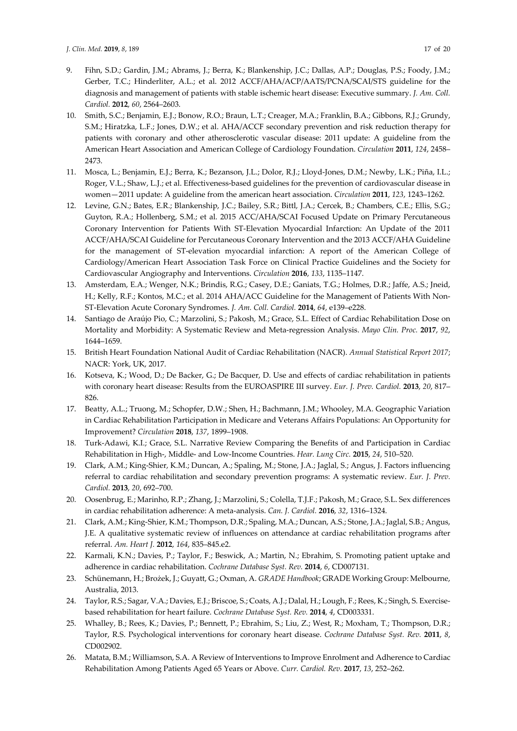9. Fihn, S.D.; Gardin, J.M.; Abrams, J.; Berra, K.; Blankenship, J.C.; Dallas, A.P.; Douglas, P.S.; Foody, J.M.; Gerber, T.C.; Hinderliter, A.L.; et al. 2012 ACCF/AHA/ACP/AATS/PCNA/SCAI/STS guideline for the diagnosis and management of patients with stable ischemic heart disease: Executive summary. *J. Am. Coll. Cardiol.* **2012**, *60*, 2564–2603.
10. Smith, S.C.; Benjamin, E.J.; Bonow, R.O.; Braun, L.T.; Creager, M.A.; Franklin, B.A.; Gibbons, R.J.; Grundy, S.M.; Hiratzka, L.F.; Jones, D.W.; et al. AHA/ACCF secondary prevention and risk reduction therapy for patients with coronary and other atherosclerotic vascular disease: 2011 update: A guideline from the American Heart Association and American College of Cardiology Foundation. *Circulation* **2011**, *124*, 2458–2473.
11. Mosca, L.; Benjamin, E.J.; Berra, K.; Bezanson, J.L.; Dolor, R.J.; Lloyd-Jones, D.M.; Newby, L.K.; Piña, I.L.; Roger, V.L.; Shaw, L.J.; et al. Effectiveness-based guidelines for the prevention of cardiovascular disease in women—2011 update: A guideline from the american heart association. *Circulation* **2011**, *123*, 1243–1262.
12. Levine, G.N.; Bates, E.R.; Blankenship, J.C.; Bailey, S.R.; Bittl, J.A.; Cercek, B.; Chambers, C.E.; Ellis, S.G.; Guyton, R.A.; Hollenberg, S.M.; et al. 2015 ACC/AHA/SCAI Focused Update on Primary Percutaneous Coronary Intervention for Patients With ST-Elevation Myocardial Infarction: An Update of the 2011 ACCF/AHA/SCAI Guideline for Percutaneous Coronary Intervention and the 2013 ACCF/AHA Guideline for the management of ST-elevation myocardial infarction: A report of the American College of Cardiology/American Heart Association Task Force on Clinical Practice Guidelines and the Society for Cardiovascular Angiography and Interventions. *Circulation* **2016**, *133*, 1135–1147.
13. Amsterdam, E.A.; Wenger, N.K.; Brindis, R.G.; Casey, D.E.; Ganiats, T.G.; Holmes, D.R.; Jaffe, A.S.; Jneid, H.; Kelly, R.F.; Kontos, M.C.; et al. 2014 AHA/ACC Guideline for the Management of Patients With Non-ST-Elevation Acute Coronary Syndromes. *J. Am. Coll. Cardiol.* **2014**, *64*, e139–e228.
14. Santiago de Araújo Pio, C.; Marzolini, S.; Pakosh, M.; Grace, S.L. Effect of Cardiac Rehabilitation Dose on Mortality and Morbidity: A Systematic Review and Meta-regression Analysis. *Mayo Clin. Proc.* **2017**, *92*, 1644–1659.
15. British Heart Foundation National Audit of Cardiac Rehabilitation (NACR). *Annual Statistical Report 2017*; NACR: York, UK, 2017.
16. Kotseva, K.; Wood, D.; De Backer, G.; De Bacquer, D. Use and effects of cardiac rehabilitation in patients with coronary heart disease: Results from the EUROASPIRE III survey. *Eur. J. Prev. Cardiol.* **2013**, *20*, 817–826.
17. Beatty, A.L.; Truong, M.; Schopfer, D.W.; Shen, H.; Bachmann, J.M.; Whooley, M.A. Geographic Variation in Cardiac Rehabilitation Participation in Medicare and Veterans Affairs Populations: An Opportunity for Improvement? *Circulation* **2018**, *137*, 1899–1908.
18. Turk-Adawi, K.I.; Grace, S.L. Narrative Review Comparing the Benefits of and Participation in Cardiac Rehabilitation in High-, Middle- and Low-Income Countries. *Hear. Lung Circ.* **2015**, *24*, 510–520.
19. Clark, A.M.; King-Shier, K.M.; Duncan, A.; Spaling, M.; Stone, J.A.; Jaglal, S.; Angus, J. Factors influencing referral to cardiac rehabilitation and secondary prevention programs: A systematic review. *Eur. J. Prev. Cardiol.* **2013**, *20*, 692–700.
20. Oosenbrug, E.; Marinho, R.P.; Zhang, J.; Marzolini, S.; Colella, T.J.F.; Pakosh, M.; Grace, S.L. Sex differences in cardiac rehabilitation adherence: A meta-analysis. *Can. J. Cardiol.* **2016**, *32*, 1316–1324.
21. Clark, A.M.; King-Shier, K.M.; Thompson, D.R.; Spaling, M.A.; Duncan, A.S.; Stone, J.A.; Jaglal, S.B.; Angus, J.E. A qualitative systematic review of influences on attendance at cardiac rehabilitation programs after referral. *Am. Heart J.* **2012**, *164*, 835–845.e2.
22. Karmali, K.N.; Davies, P.; Taylor, F.; Beswick, A.; Martin, N.; Ebrahim, S. Promoting patient uptake and adherence in cardiac rehabilitation. *Cochrane Database Syst. Rev.* **2014**, *6*, CD007131.
23. Schünemann, H.; Brożek, J.; Guyatt, G.; Oxman, A. *GRADE Handbook*; GRADE Working Group: Melbourne, Australia, 2013.
24. Taylor, R.S.; Sagar, V.A.; Davies, E.J.; Briscoe, S.; Coats, A.J.; Dalal, H.; Lough, F.; Rees, K.; Singh, S. Exercise-based rehabilitation for heart failure. *Cochrane Database Syst. Rev.* **2014**, *4*, CD003331.
25. Whalley, B.; Rees, K.; Davies, P.; Bennett, P.; Ebrahim, S.; Liu, Z.; West, R.; Moxham, T.; Thompson, D.R.; Taylor, R.S. Psychological interventions for coronary heart disease. *Cochrane Database Syst. Rev.* **2011**, *8*, CD002902.
26. Matata, B.M.; Williamson, S.A. A Review of Interventions to Improve Enrolment and Adherence to Cardiac Rehabilitation Among Patients Aged 65 Years or Above. *Curr. Cardiol. Rev.* **2017**, *13*, 252–262.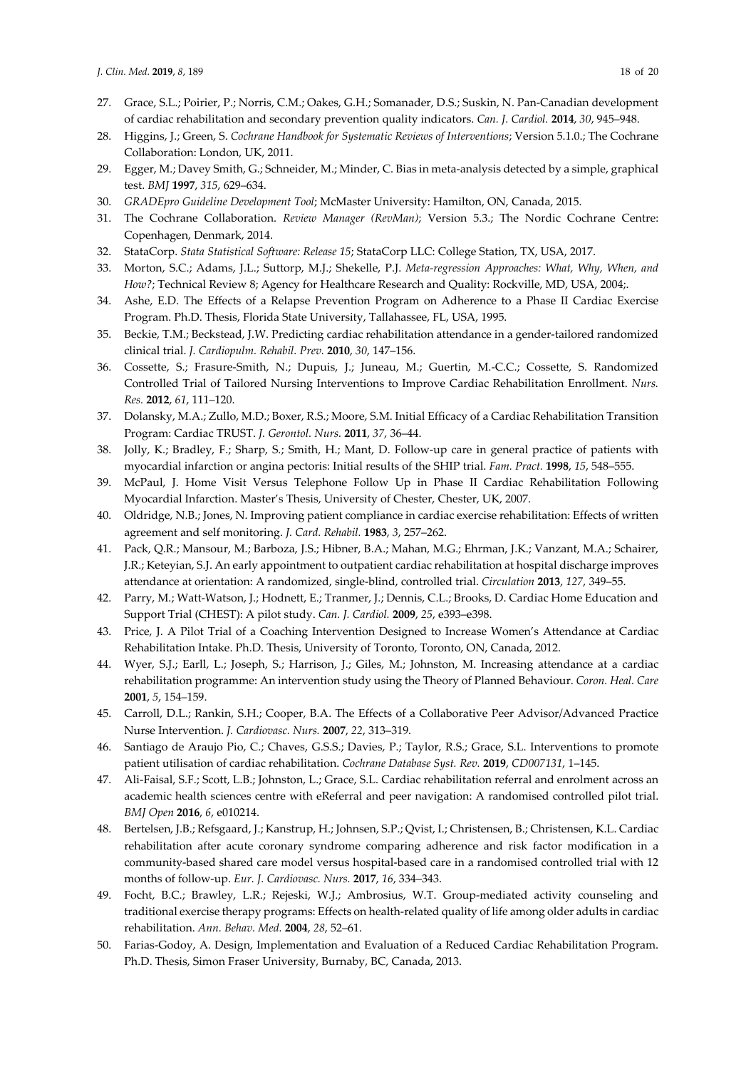27. Grace, S.L.; Poirier, P.; Norris, C.M.; Oakes, G.H.; Somanader, D.S.; Suskin, N. Pan-Canadian development of cardiac rehabilitation and secondary prevention quality indicators. *Can. J. Cardiol.* **2014**, *30*, 945–948.
28. Higgins, J.; Green, S. *Cochrane Handbook for Systematic Reviews of Interventions*; Version 5.1.0.; The Cochrane Collaboration: London, UK, 2011.
29. Egger, M.; Davey Smith, G.; Schneider, M.; Minder, C. Bias in meta-analysis detected by a simple, graphical test. *BMJ* **1997**, *315*, 629–634.
30. *GRADEpro Guideline Development Tool*; McMaster University: Hamilton, ON, Canada, 2015.
31. The Cochrane Collaboration. *Review Manager (RevMan)*; Version 5.3.; The Nordic Cochrane Centre: Copenhagen, Denmark, 2014.
32. StataCorp. *Stata Statistical Software: Release 15*; StataCorp LLC: College Station, TX, USA, 2017.
33. Morton, S.C.; Adams, J.L.; Suttorp, M.J.; Shekelle, P.J. *Meta-regression Approaches: What, Why, When, and How?*; Technical Review 8; Agency for Healthcare Research and Quality: Rockville, MD, USA, 2004;.
34. Ashe, E.D. The Effects of a Relapse Prevention Program on Adherence to a Phase II Cardiac Exercise Program. Ph.D. Thesis, Florida State University, Tallahassee, FL, USA, 1995.
35. Beckie, T.M.; Beckstead, J.W. Predicting cardiac rehabilitation attendance in a gender-tailored randomized clinical trial. *J. Cardiopulm. Rehabil. Prev.* **2010**, *30*, 147–156.
36. Cossette, S.; Frasure-Smith, N.; Dupuis, J.; Juneau, M.; Guertin, M.-C.C.; Cossette, S. Randomized Controlled Trial of Tailored Nursing Interventions to Improve Cardiac Rehabilitation Enrollment. *Nurs. Res.* **2012**, *61*, 111–120.
37. Dolansky, M.A.; Zullo, M.D.; Boxer, R.S.; Moore, S.M. Initial Efficacy of a Cardiac Rehabilitation Transition Program: Cardiac TRUST. *J. Gerontol. Nurs.* **2011**, *37*, 36–44.
38. Jolly, K.; Bradley, F.; Sharp, S.; Smith, H.; Mant, D. Follow-up care in general practice of patients with myocardial infarction or angina pectoris: Initial results of the SHIP trial. *Fam. Pract.* **1998**, *15*, 548–555.
39. McPaul, J. Home Visit Versus Telephone Follow Up in Phase II Cardiac Rehabilitation Following Myocardial Infarction. Master's Thesis, University of Chester, Chester, UK, 2007.
40. Oldridge, N.B.; Jones, N. Improving patient compliance in cardiac exercise rehabilitation: Effects of written agreement and self monitoring. *J. Card. Rehabil.* **1983**, *3*, 257–262.
41. Pack, Q.R.; Mansour, M.; Barboza, J.S.; Hibner, B.A.; Mahan, M.G.; Ehrman, J.K.; Vanzant, M.A.; Schairer, J.R.; Keteyian, S.J. An early appointment to outpatient cardiac rehabilitation at hospital discharge improves attendance at orientation: A randomized, single-blind, controlled trial. *Circulation* **2013**, *127*, 349–55.
42. Parry, M.; Watt-Watson, J.; Hodnett, E.; Tranmer, J.; Dennis, C.L.; Brooks, D. Cardiac Home Education and Support Trial (CHEST): A pilot study. *Can. J. Cardiol.* **2009**, *25*, e393–e398.
43. Price, J. A Pilot Trial of a Coaching Intervention Designed to Increase Women's Attendance at Cardiac Rehabilitation Intake. Ph.D. Thesis, University of Toronto, Toronto, ON, Canada, 2012.
44. Wyer, S.J.; Earll, L.; Joseph, S.; Harrison, J.; Giles, M.; Johnston, M. Increasing attendance at a cardiac rehabilitation programme: An intervention study using the Theory of Planned Behaviour. *Coron. Heal. Care* **2001**, *5*, 154–159.
45. Carroll, D.L.; Rankin, S.H.; Cooper, B.A. The Effects of a Collaborative Peer Advisor/Advanced Practice Nurse Intervention. *J. Cardiovasc. Nurs.* **2007**, *22*, 313–319.
46. Santiago de Araujo Pio, C.; Chaves, G.S.S.; Davies, P.; Taylor, R.S.; Grace, S.L. Interventions to promote patient utilisation of cardiac rehabilitation. *Cochrane Database Syst. Rev.* **2019**, *CD007131*, 1–145.
47. Ali-Faisal, S.F.; Scott, L.B.; Johnston, L.; Grace, S.L. Cardiac rehabilitation referral and enrolment across an academic health sciences centre with eReferral and peer navigation: A randomised controlled pilot trial. *BMJ Open* **2016**, *6*, e010214.
48. Bertelsen, J.B.; Refsgaard, J.; Kanstrup, H.; Johnsen, S.P.; Qvist, I.; Christensen, B.; Christensen, K.L. Cardiac rehabilitation after acute coronary syndrome comparing adherence and risk factor modification in a community-based shared care model versus hospital-based care in a randomised controlled trial with 12 months of follow-up. *Eur. J. Cardiovasc. Nurs.* **2017**, *16*, 334–343.
49. Focht, B.C.; Brawley, L.R.; Rejeski, W.J.; Ambrosius, W.T. Group-mediated activity counseling and traditional exercise therapy programs: Effects on health-related quality of life among older adults in cardiac rehabilitation. *Ann. Behav. Med.* **2004**, *28*, 52–61.
50. Farias-Godoy, A. Design, Implementation and Evaluation of a Reduced Cardiac Rehabilitation Program. Ph.D. Thesis, Simon Fraser University, Burnaby, BC, Canada, 2013.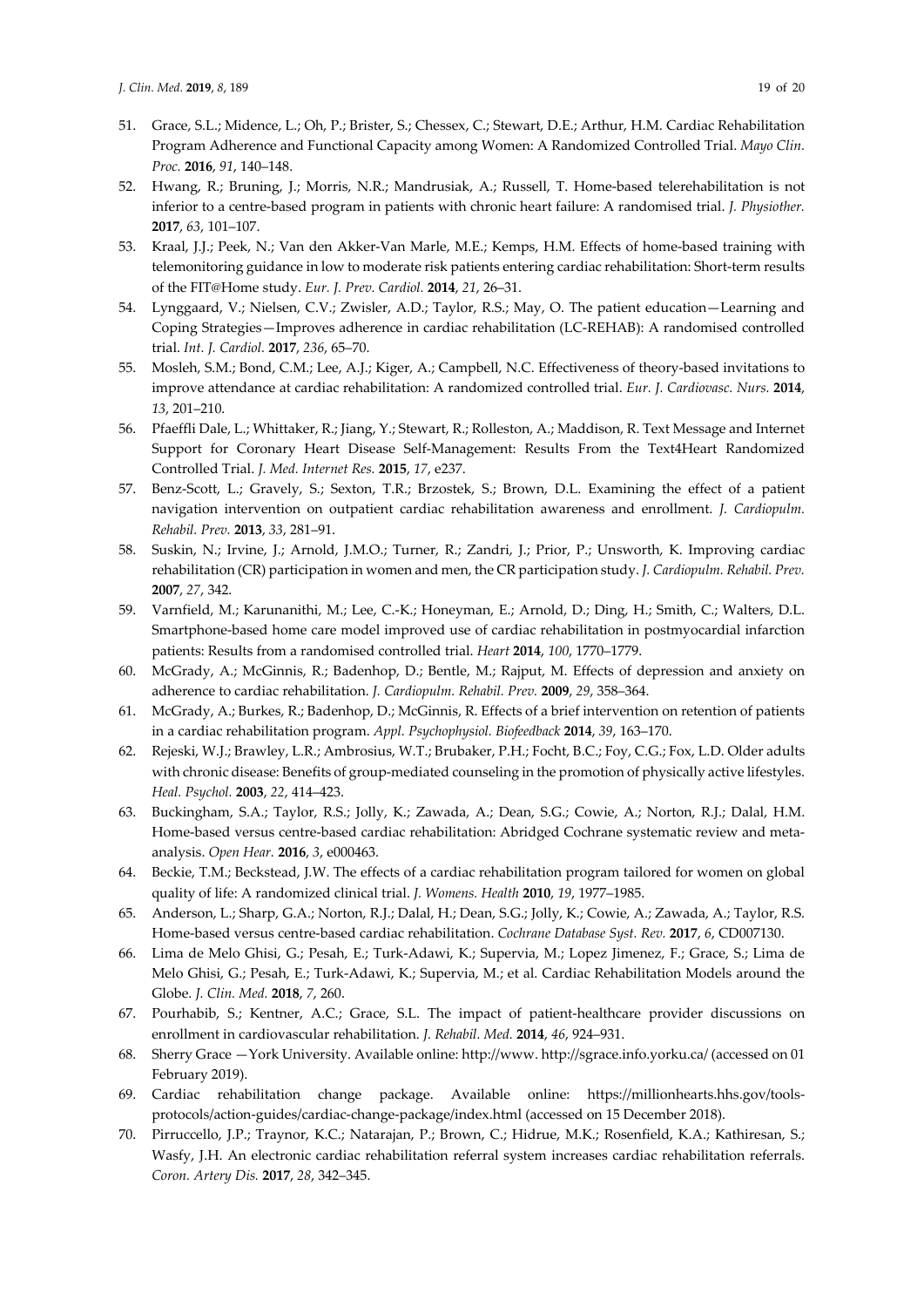51. Grace, S.L.; Midence, L.; Oh, P.; Brister, S.; Chessex, C.; Stewart, D.E.; Arthur, H.M. Cardiac Rehabilitation Program Adherence and Functional Capacity among Women: A Randomized Controlled Trial. *Mayo Clin. Proc.* **2016**, *91*, 140–148.
52. Hwang, R.; Bruning, J.; Morris, N.R.; Mandrusiak, A.; Russell, T. Home-based telerehabilitation is not inferior to a centre-based program in patients with chronic heart failure: A randomised trial. *J. Physiother.* **2017**, *63*, 101–107.
53. Kraal, J.J.; Peek, N.; Van den Akker-Van Marle, M.E.; Kemps, H.M. Effects of home-based training with telemonitoring guidance in low to moderate risk patients entering cardiac rehabilitation: Short-term results of the FIT@Home study. *Eur. J. Prev. Cardiol.* **2014**, *21*, 26–31.
54. Lynggaard, V.; Nielsen, C.V.; Zwisler, A.D.; Taylor, R.S.; May, O. The patient education—Learning and Coping Strategies—Improves adherence in cardiac rehabilitation (LC-REHAB): A randomised controlled trial. *Int. J. Cardiol.* **2017**, *236*, 65–70.
55. Mosleh, S.M.; Bond, C.M.; Lee, A.J.; Kiger, A.; Campbell, N.C. Effectiveness of theory-based invitations to improve attendance at cardiac rehabilitation: A randomized controlled trial. *Eur. J. Cardiovasc. Nurs.* **2014**, *13*, 201–210.
56. Pfaeffli Dale, L.; Whittaker, R.; Jiang, Y.; Stewart, R.; Rolleston, A.; Maddison, R. Text Message and Internet Support for Coronary Heart Disease Self-Management: Results From the Text4Heart Randomized Controlled Trial. *J. Med. Internet Res.* **2015**, *17*, e237.
57. Benz-Scott, L.; Gravely, S.; Sexton, T.R.; Brzostek, S.; Brown, D.L. Examining the effect of a patient navigation intervention on outpatient cardiac rehabilitation awareness and enrollment. *J. Cardiopulm. Rehabil. Prev.* **2013**, *33*, 281–91.
58. Suskin, N.; Irvine, J.; Arnold, J.M.O.; Turner, R.; Zandri, J.; Prior, P.; Unsworth, K. Improving cardiac rehabilitation (CR) participation in women and men, the CR participation study. *J. Cardiopulm. Rehabil. Prev.* **2007**, *27*, 342.
59. Varnfield, M.; Karunanithi, M.; Lee, C.-K.; Honeyman, E.; Arnold, D.; Ding, H.; Smith, C.; Walters, D.L. Smartphone-based home care model improved use of cardiac rehabilitation in postmyocardial infarction patients: Results from a randomised controlled trial. *Heart* **2014**, *100*, 1770–1779.
60. McGrady, A.; McGinnis, R.; Badenhop, D.; Bentle, M.; Rajput, M. Effects of depression and anxiety on adherence to cardiac rehabilitation. *J. Cardiopulm. Rehabil. Prev.* **2009**, *29*, 358–364.
61. McGrady, A.; Burkes, R.; Badenhop, D.; McGinnis, R. Effects of a brief intervention on retention of patients in a cardiac rehabilitation program. *Appl. Psychophysiol. Biofeedback* **2014**, *39*, 163–170.
62. Rejeski, W.J.; Brawley, L.R.; Ambrosius, W.T.; Brubaker, P.H.; Focht, B.C.; Foy, C.G.; Fox, L.D. Older adults with chronic disease: Benefits of group-mediated counseling in the promotion of physically active lifestyles. *Heal. Psychol.* **2003**, *22*, 414–423.
63. Buckingham, S.A.; Taylor, R.S.; Jolly, K.; Zawada, A.; Dean, S.G.; Cowie, A.; Norton, R.J.; Dalal, H.M. Home-based versus centre-based cardiac rehabilitation: Abridged Cochrane systematic review and meta-analysis. *Open Hear.* **2016**, *3*, e000463.
64. Beckie, T.M.; Beckstead, J.W. The effects of a cardiac rehabilitation program tailored for women on global quality of life: A randomized clinical trial. *J. Womens. Health* **2010**, *19*, 1977–1985.
65. Anderson, L.; Sharp, G.A.; Norton, R.J.; Dalal, H.; Dean, S.G.; Jolly, K.; Cowie, A.; Zawada, A.; Taylor, R.S. Home-based versus centre-based cardiac rehabilitation. *Cochrane Database Syst. Rev.* **2017**, *6*, CD007130.
66. Lima de Melo Ghisi, G.; Pesah, E.; Turk-Adawi, K.; Supervia, M.; Lopez Jimenez, F.; Grace, S.; Lima de Melo Ghisi, G.; Pesah, E.; Turk-Adawi, K.; Supervia, M.; et al. Cardiac Rehabilitation Models around the Globe. *J. Clin. Med.* **2018**, *7*, 260.
67. Pourhabib, S.; Kentner, A.C.; Grace, S.L. The impact of patient-healthcare provider discussions on enrollment in cardiovascular rehabilitation. *J. Rehabil. Med.* **2014**, *46*, 924–931.
68. Sherry Grace —York University. Available online: http://www. http://sgrace.info.yorku.ca/ (accessed on 01 February 2019).
69. Cardiac rehabilitation change package. Available online: https://millionhearts.hhs.gov/tools-protocols/action-guides/cardiac-change-package/index.html (accessed on 15 December 2018).
70. Pirruccello, J.P.; Traynor, K.C.; Natarajan, P.; Brown, C.; Hidrue, M.K.; Rosenfield, K.A.; Kathiresan, S.; Wasfy, J.H. An electronic cardiac rehabilitation referral system increases cardiac rehabilitation referrals. *Coron. Artery Dis.* **2017**, *28*, 342–345.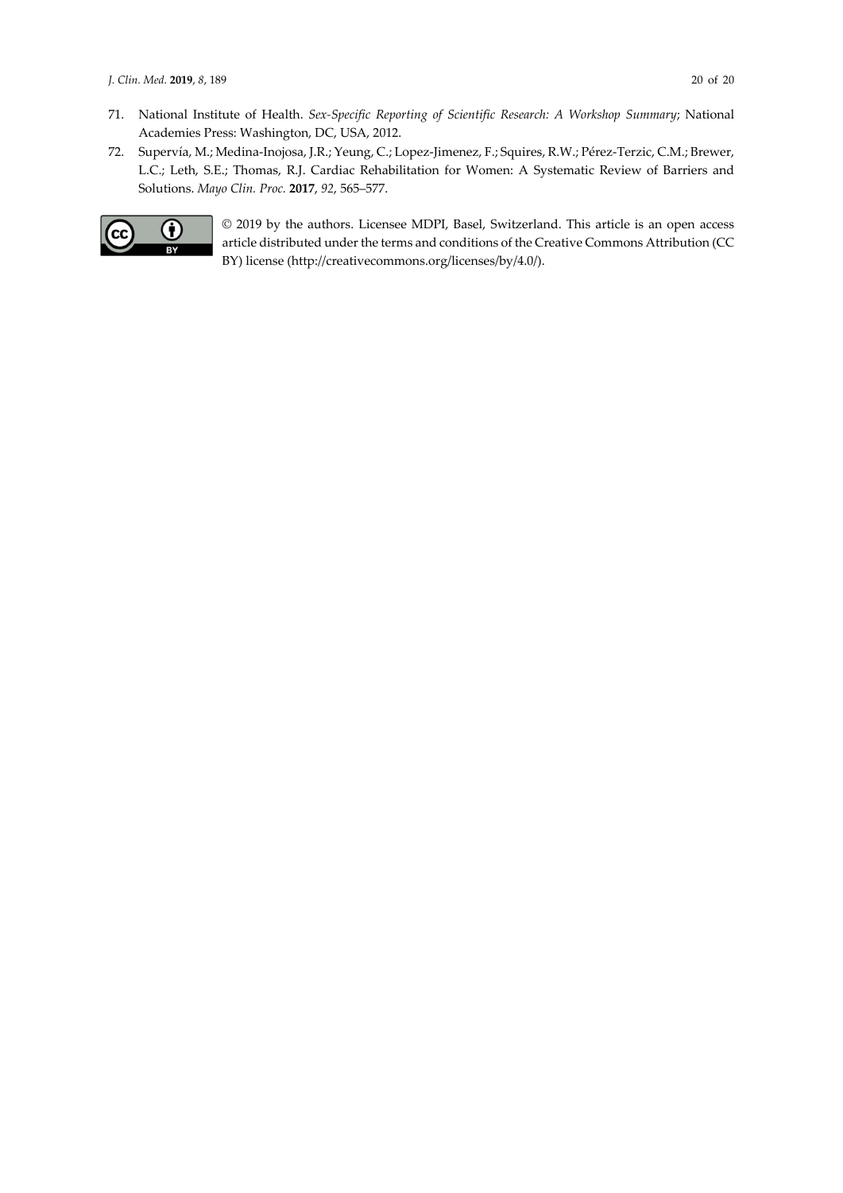71. National Institute of Health. *Sex-Specific Reporting of Scientific Research: A Workshop Summary*; National Academies Press: Washington, DC, USA, 2012.
72. Supervía, M.; Medina-Inojosa, J.R.; Yeung, C.; Lopez-Jimenez, F.; Squires, R.W.; Pérez-Terzic, C.M.; Brewer, L.C.; Leth, S.E.; Thomas, R.J. Cardiac Rehabilitation for Women: A Systematic Review of Barriers and Solutions. *Mayo Clin. Proc.* **2017**, *92*, 565–577.

© 2019 by the authors. Licensee MDPI, Basel, Switzerland. This article is an open access article distributed under the terms and conditions of the Creative Commons Attribution (CC BY) license (http://creativecommons.org/licenses/by/4.0/).